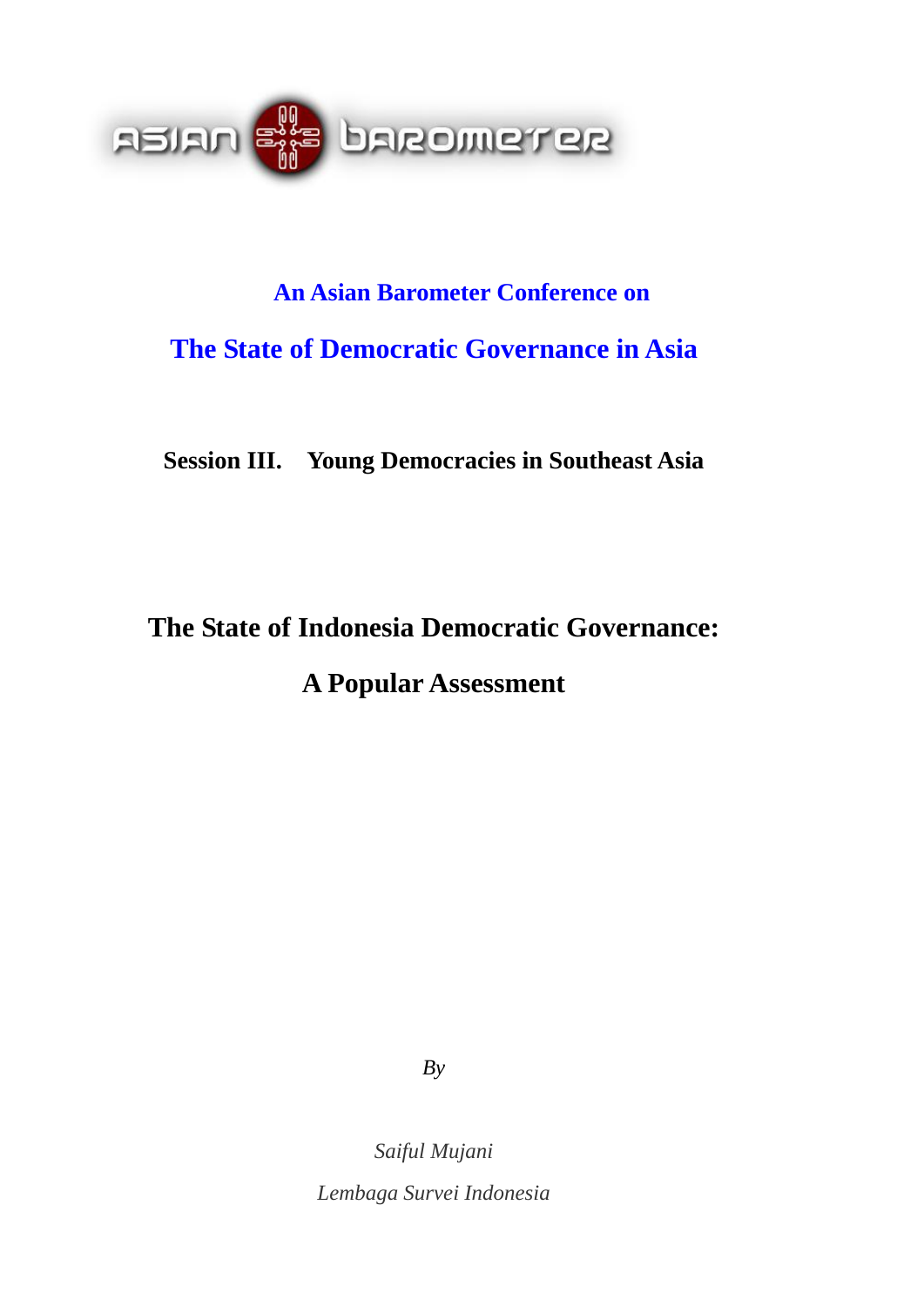ASIAN BAROMETER

**An Asian Barometer Conference on**

**The State of Democratic Governance in Asia**

**Session III. Young Democracies in Southeast Asia**

# The State of Indonesia Democratic Governance:

# A Popular Assessment

*By*

*Saiful Mujani*

*Lembaga Survei Indonesia*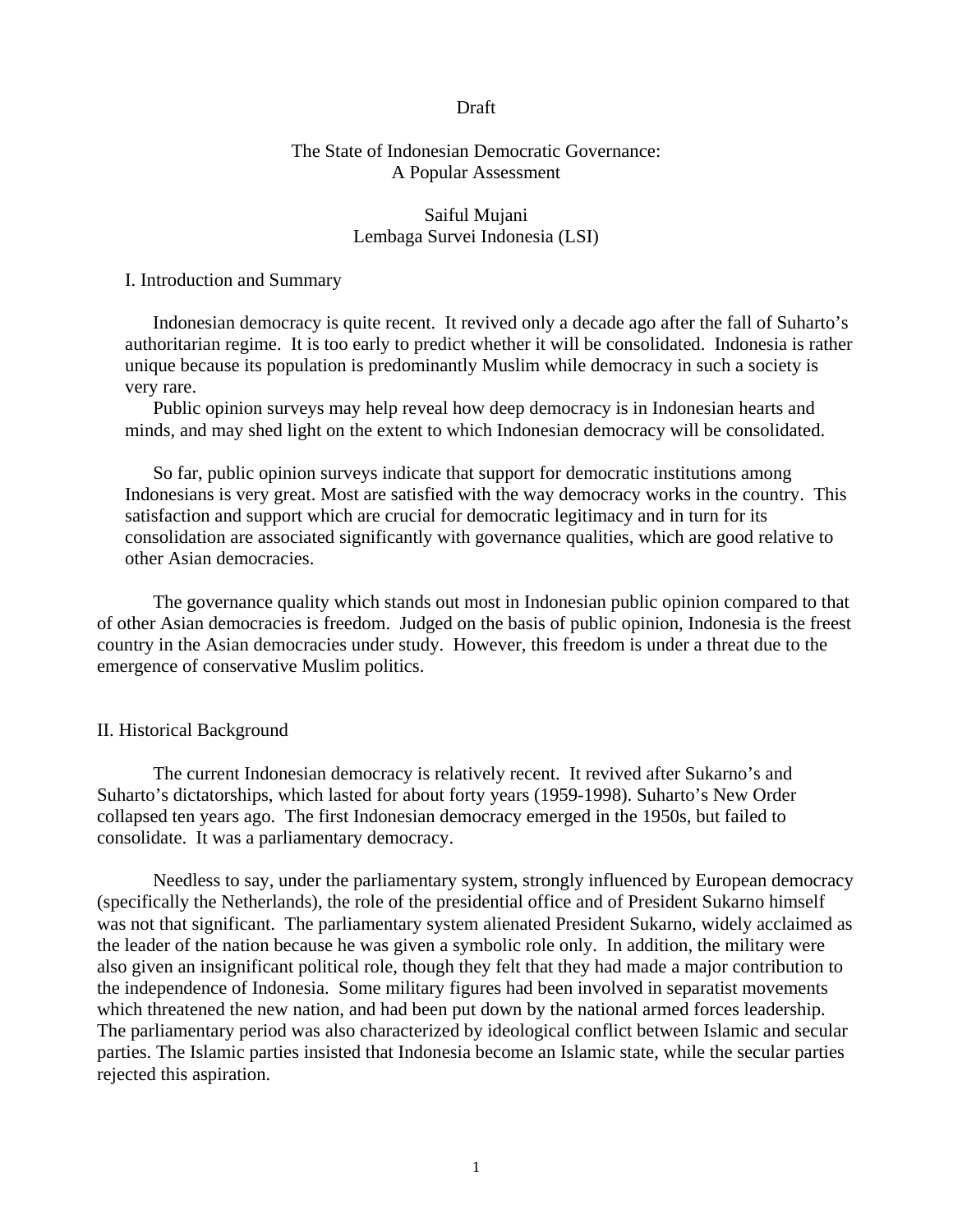Draft

# The State of Indonesian Democratic Governance: A Popular Assessment

Saiful Mujani
Lembaga Survei Indonesia (LSI)

## I. Introduction and Summary

Indonesian democracy is quite recent. It revived only a decade ago after the fall of Suharto's authoritarian regime. It is too early to predict whether it will be consolidated. Indonesia is rather unique because its population is predominantly Muslim while democracy in such a society is very rare.

Public opinion surveys may help reveal how deep democracy is in Indonesian hearts and minds, and may shed light on the extent to which Indonesian democracy will be consolidated.

So far, public opinion surveys indicate that support for democratic institutions among Indonesians is very great. Most are satisfied with the way democracy works in the country. This satisfaction and support which are crucial for democratic legitimacy and in turn for its consolidation are associated significantly with governance qualities, which are good relative to other Asian democracies.

The governance quality which stands out most in Indonesian public opinion compared to that of other Asian democracies is freedom. Judged on the basis of public opinion, Indonesia is the freest country in the Asian democracies under study. However, this freedom is under a threat due to the emergence of conservative Muslim politics.

## II. Historical Background

The current Indonesian democracy is relatively recent. It revived after Sukarno's and Suharto's dictatorships, which lasted for about forty years (1959-1998). Suharto's New Order collapsed ten years ago. The first Indonesian democracy emerged in the 1950s, but failed to consolidate. It was a parliamentary democracy.

Needless to say, under the parliamentary system, strongly influenced by European democracy (specifically the Netherlands), the role of the presidential office and of President Sukarno himself was not that significant. The parliamentary system alienated President Sukarno, widely acclaimed as the leader of the nation because he was given a symbolic role only. In addition, the military were also given an insignificant political role, though they felt that they had made a major contribution to the independence of Indonesia. Some military figures had been involved in separatist movements which threatened the new nation, and had been put down by the national armed forces leadership. The parliamentary period was also characterized by ideological conflict between Islamic and secular parties. The Islamic parties insisted that Indonesia become an Islamic state, while the secular parties rejected this aspiration.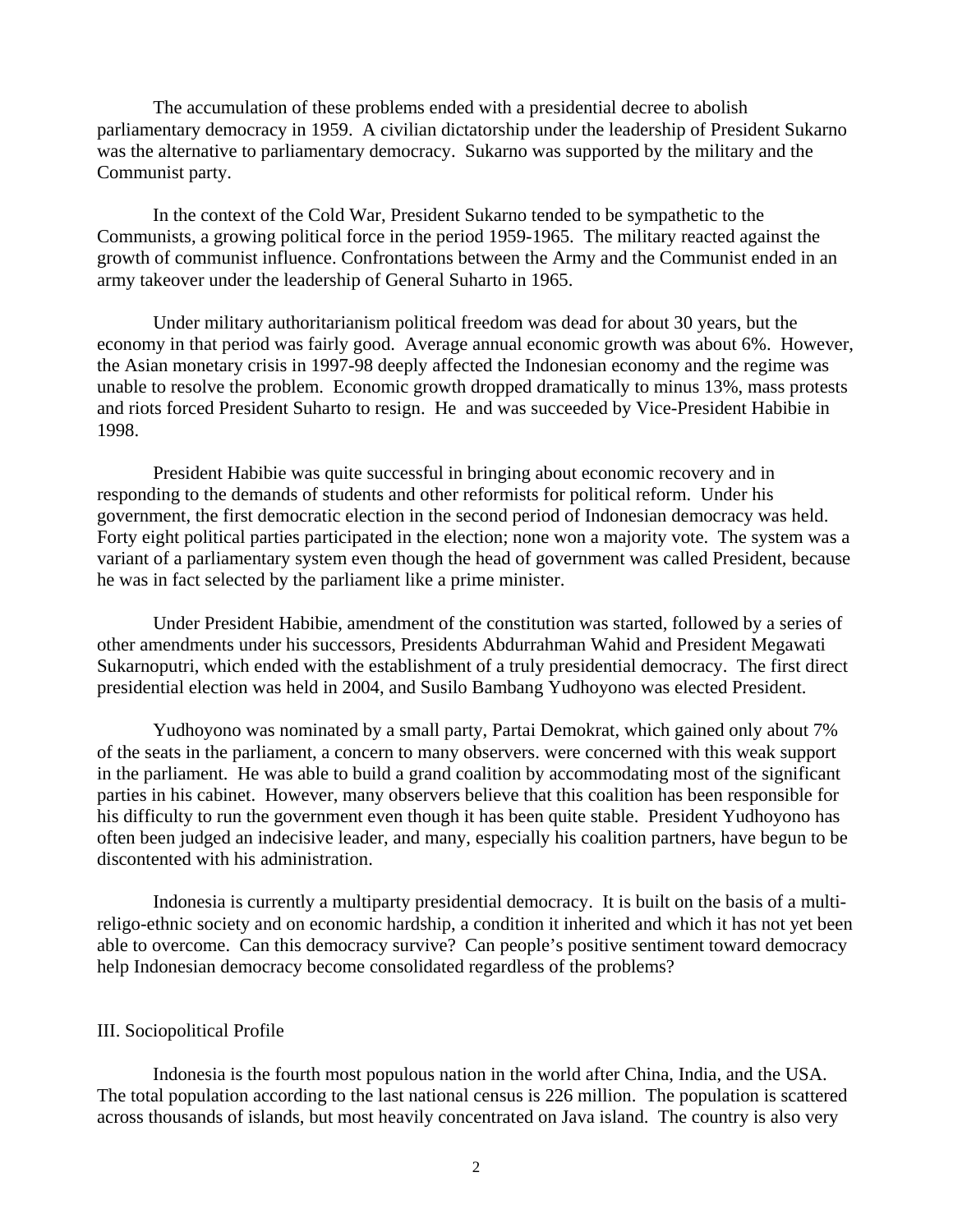The accumulation of these problems ended with a presidential decree to abolish parliamentary democracy in 1959. A civilian dictatorship under the leadership of President Sukarno was the alternative to parliamentary democracy. Sukarno was supported by the military and the Communist party.

In the context of the Cold War, President Sukarno tended to be sympathetic to the Communists, a growing political force in the period 1959-1965. The military reacted against the growth of communist influence. Confrontations between the Army and the Communist ended in an army takeover under the leadership of General Suharto in 1965.

Under military authoritarianism political freedom was dead for about 30 years, but the economy in that period was fairly good. Average annual economic growth was about 6%. However, the Asian monetary crisis in 1997-98 deeply affected the Indonesian economy and the regime was unable to resolve the problem. Economic growth dropped dramatically to minus 13%, mass protests and riots forced President Suharto to resign. He and was succeeded by Vice-President Habibie in 1998.

President Habibie was quite successful in bringing about economic recovery and in responding to the demands of students and other reformists for political reform. Under his government, the first democratic election in the second period of Indonesian democracy was held. Forty eight political parties participated in the election; none won a majority vote. The system was a variant of a parliamentary system even though the head of government was called President, because he was in fact selected by the parliament like a prime minister.

Under President Habibie, amendment of the constitution was started, followed by a series of other amendments under his successors, Presidents Abdurrahman Wahid and President Megawati Sukarnoputri, which ended with the establishment of a truly presidential democracy. The first direct presidential election was held in 2004, and Susilo Bambang Yudhoyono was elected President.

Yudhoyono was nominated by a small party, Partai Demokrat, which gained only about 7% of the seats in the parliament, a concern to many observers. were concerned with this weak support in the parliament. He was able to build a grand coalition by accommodating most of the significant parties in his cabinet. However, many observers believe that this coalition has been responsible for his difficulty to run the government even though it has been quite stable. President Yudhoyono has often been judged an indecisive leader, and many, especially his coalition partners, have begun to be discontented with his administration.

Indonesia is currently a multiparty presidential democracy. It is built on the basis of a multi-religo-ethnic society and on economic hardship, a condition it inherited and which it has not yet been able to overcome. Can this democracy survive? Can people's positive sentiment toward democracy help Indonesian democracy become consolidated regardless of the problems?

## III. Sociopolitical Profile

Indonesia is the fourth most populous nation in the world after China, India, and the USA. The total population according to the last national census is 226 million. The population is scattered across thousands of islands, but most heavily concentrated on Java island. The country is also very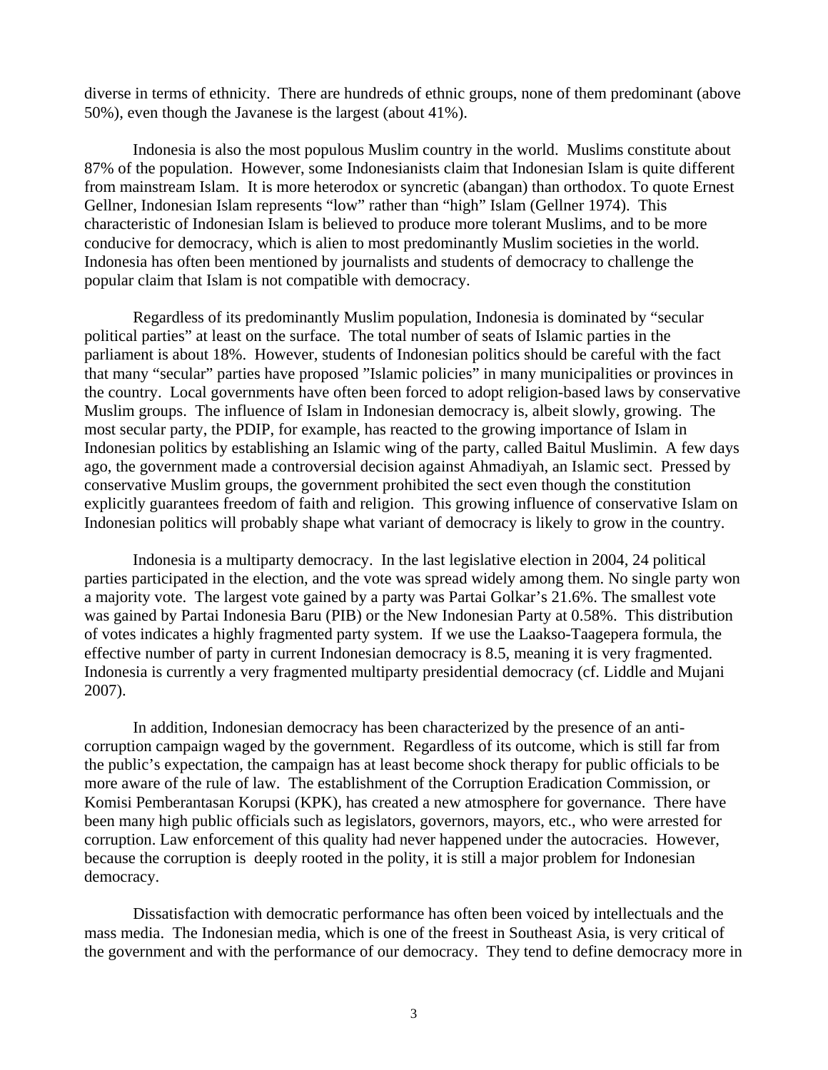diverse in terms of ethnicity. There are hundreds of ethnic groups, none of them predominant (above 50%), even though the Javanese is the largest (about 41%).

Indonesia is also the most populous Muslim country in the world. Muslims constitute about 87% of the population. However, some Indonesianists claim that Indonesian Islam is quite different from mainstream Islam. It is more heterodox or syncretic (abangan) than orthodox. To quote Ernest Gellner, Indonesian Islam represents "low" rather than "high" Islam (Gellner 1974). This characteristic of Indonesian Islam is believed to produce more tolerant Muslims, and to be more conducive for democracy, which is alien to most predominantly Muslim societies in the world. Indonesia has often been mentioned by journalists and students of democracy to challenge the popular claim that Islam is not compatible with democracy.

Regardless of its predominantly Muslim population, Indonesia is dominated by "secular political parties" at least on the surface. The total number of seats of Islamic parties in the parliament is about 18%. However, students of Indonesian politics should be careful with the fact that many "secular" parties have proposed "Islamic policies" in many municipalities or provinces in the country. Local governments have often been forced to adopt religion-based laws by conservative Muslim groups. The influence of Islam in Indonesian democracy is, albeit slowly, growing. The most secular party, the PDIP, for example, has reacted to the growing importance of Islam in Indonesian politics by establishing an Islamic wing of the party, called Baitul Muslimin. A few days ago, the government made a controversial decision against Ahmadiyah, an Islamic sect. Pressed by conservative Muslim groups, the government prohibited the sect even though the constitution explicitly guarantees freedom of faith and religion. This growing influence of conservative Islam on Indonesian politics will probably shape what variant of democracy is likely to grow in the country.

Indonesia is a multiparty democracy. In the last legislative election in 2004, 24 political parties participated in the election, and the vote was spread widely among them. No single party won a majority vote. The largest vote gained by a party was Partai Golkar's 21.6%. The smallest vote was gained by Partai Indonesia Baru (PIB) or the New Indonesian Party at 0.58%. This distribution of votes indicates a highly fragmented party system. If we use the Laakso-Taagepera formula, the effective number of party in current Indonesian democracy is 8.5, meaning it is very fragmented. Indonesia is currently a very fragmented multiparty presidential democracy (cf. Liddle and Mujani 2007).

In addition, Indonesian democracy has been characterized by the presence of an anti-corruption campaign waged by the government. Regardless of its outcome, which is still far from the public's expectation, the campaign has at least become shock therapy for public officials to be more aware of the rule of law. The establishment of the Corruption Eradication Commission, or Komisi Pemberantasan Korupsi (KPK), has created a new atmosphere for governance. There have been many high public officials such as legislators, governors, mayors, etc., who were arrested for corruption. Law enforcement of this quality had never happened under the autocracies. However, because the corruption is deeply rooted in the polity, it is still a major problem for Indonesian democracy.

Dissatisfaction with democratic performance has often been voiced by intellectuals and the mass media. The Indonesian media, which is one of the freest in Southeast Asia, is very critical of the government and with the performance of our democracy. They tend to define democracy more in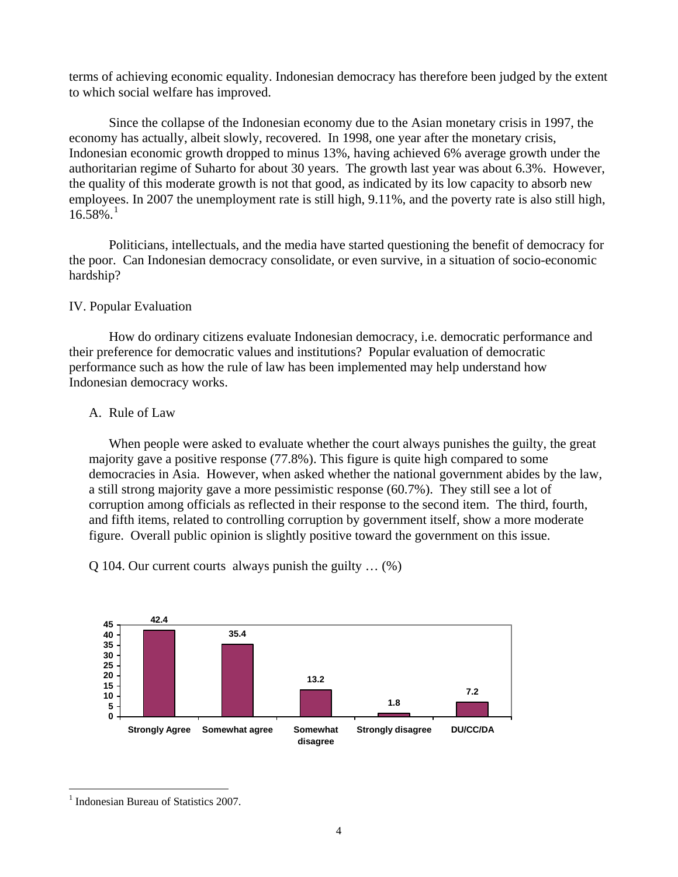terms of achieving economic equality. Indonesian democracy has therefore been judged by the extent to which social welfare has improved.

Since the collapse of the Indonesian economy due to the Asian monetary crisis in 1997, the economy has actually, albeit slowly, recovered. In 1998, one year after the monetary crisis, Indonesian economic growth dropped to minus 13%, having achieved 6% average growth under the authoritarian regime of Suharto for about 30 years. The growth last year was about 6.3%. However, the quality of this moderate growth is not that good, as indicated by its low capacity to absorb new employees. In 2007 the unemployment rate is still high, 9.11%, and the poverty rate is also still high, 16.58%.[1]

Politicians, intellectuals, and the media have started questioning the benefit of democracy for the poor. Can Indonesian democracy consolidate, or even survive, in a situation of socio-economic hardship?

## IV. Popular Evaluation

How do ordinary citizens evaluate Indonesian democracy, i.e. democratic performance and their preference for democratic values and institutions? Popular evaluation of democratic performance such as how the rule of law has been implemented may help understand how Indonesian democracy works.

### A. Rule of Law

When people were asked to evaluate whether the court always punishes the guilty, the great majority gave a positive response (77.8%). This figure is quite high compared to some democracies in Asia. However, when asked whether the national government abides by the law, a still strong majority gave a more pessimistic response (60.7%). They still see a lot of corruption among officials as reflected in their response to the second item. The third, fourth, and fifth items, related to controlling corruption by government itself, show a more moderate figure. Overall public opinion is slightly positive toward the government on this issue.

Q 104. Our current courts always punish the guilty … (%)

| Strongly Agree | Somewhat agree | Somewhat disagree | Strongly disagree | DU/CC/DA |
|---|---|---|---|---|
| 42.4 | 35.4 | 13.2 | 1.8 | 7.2 |

[1] Indonesian Bureau of Statistics 2007.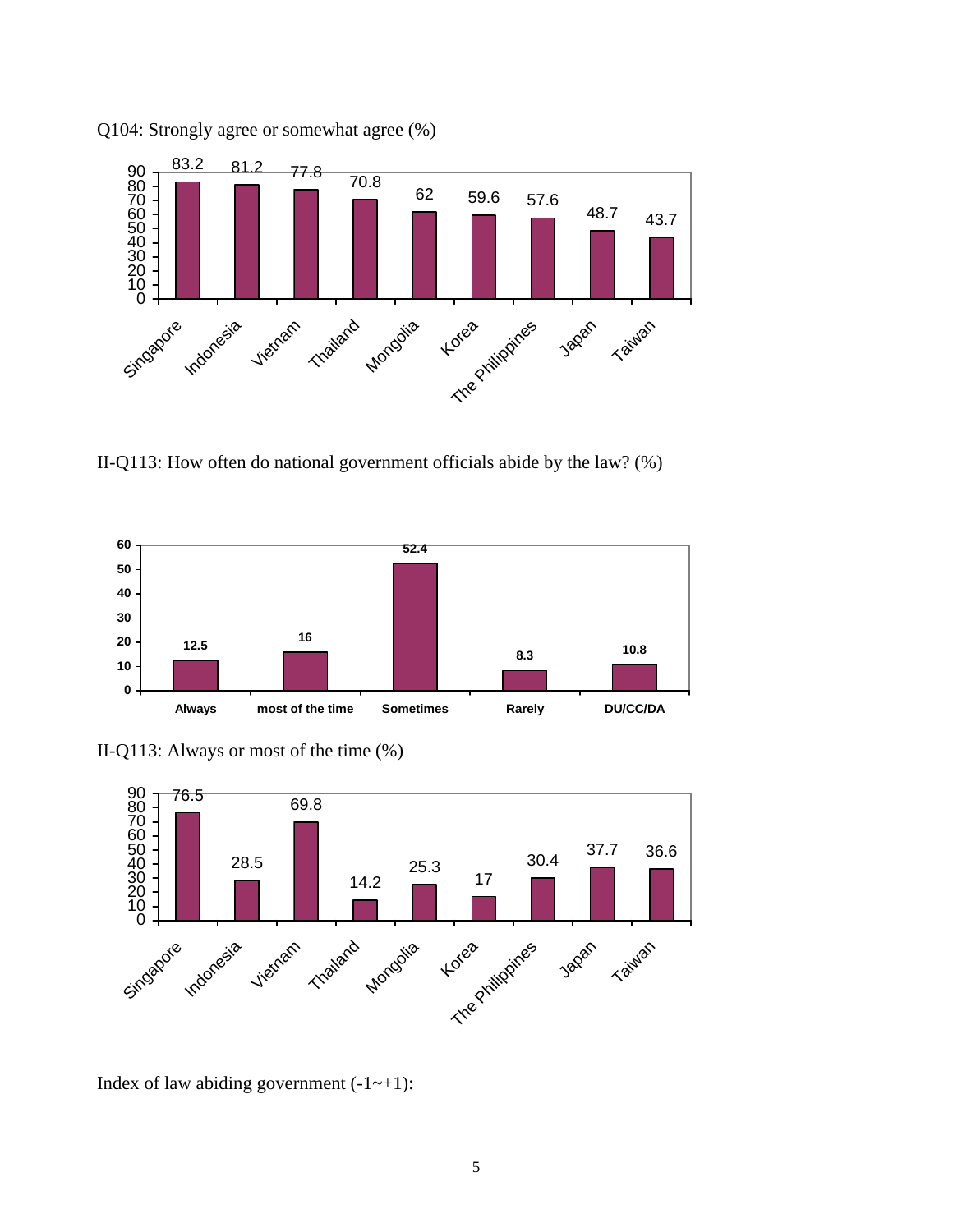Q104: Strongly agree or somewhat agree (%)

| Country | % |
|---|---|
| Singapore | 83.2 |
| Indonesia | 81.2 |
| Vietnam | 77.8 |
| Thailand | 70.8 |
| Mongolia | 62 |
| Korea | 59.6 |
| The Philippines | 57.6 |
| Japan | 48.7 |
| Taiwan | 43.7 |

II-Q113: How often do national government officials abide by the law? (%)

| Always | most of the time | Sometimes | Rarely | DU/CC/DA |
|---|---|---|---|---|
| 12.5 | 16 | 52.4 | 8.3 | 10.8 |

II-Q113: Always or most of the time (%)

| Country | % |
|---|---|
| Singapore | 76.5 |
| Indonesia | 28.5 |
| Vietnam | 69.8 |
| Thailand | 14.2 |
| Mongolia | 25.3 |
| Korea | 17 |
| The Philippines | 30.4 |
| Japan | 37.7 |
| Taiwan | 36.6 |

Index of law abiding government (-1~+1):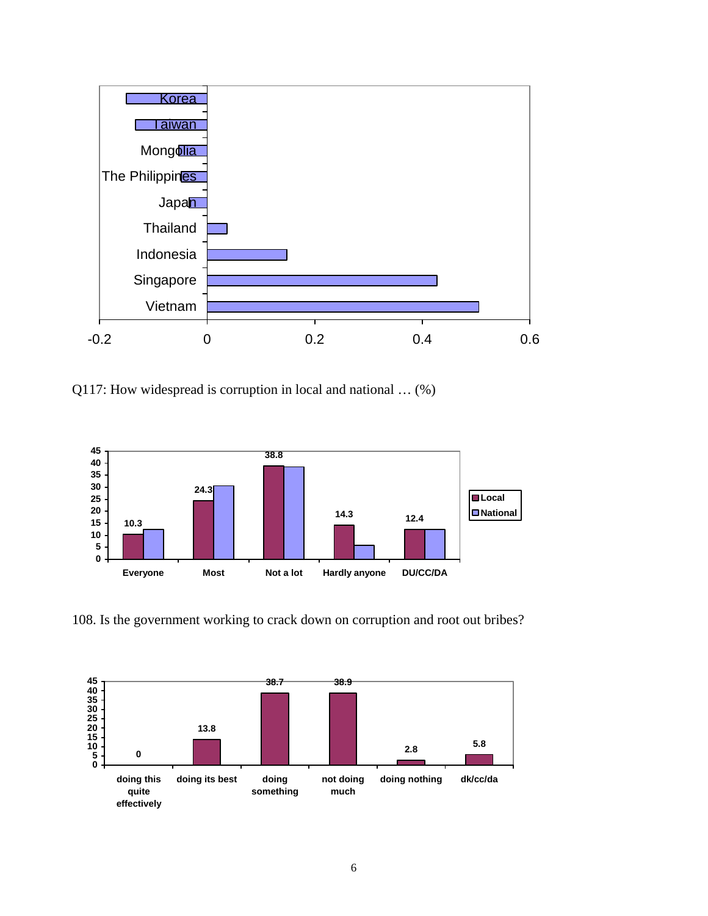Q117: How widespread is corruption in local and national … (%)

108. Is the government working to crack down on corruption and root out bribes?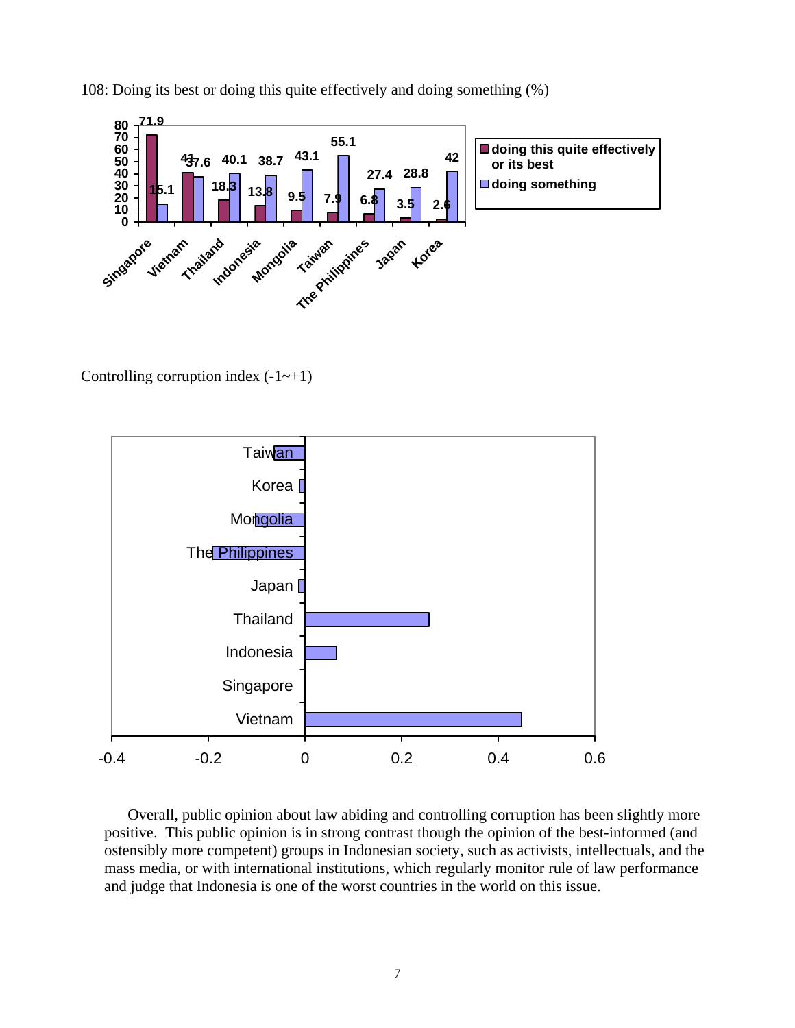108: Doing its best or doing this quite effectively and doing something (%)

| | doing this quite effectively or its best | doing something |
|---|---|---|
| Singapore | 71.9 | 15.1 |
| Vietnam | 41 | 37.6 |
| Thailand | 18.3 | 40.1 |
| Indonesia | 13.8 | 38.7 |
| Mongolia | 9.5 | 43.1 |
| Taiwan | 7.9 | 55.1 |
| The Philippines | 6.8 | 27.4 |
| Japan | 3.5 | 28.8 |
| Korea | 2.6 | 42 |

Controlling corruption index (-1~+1)

Overall, public opinion about law abiding and controlling corruption has been slightly more positive. This public opinion is in strong contrast though the opinion of the best-informed (and ostensibly more competent) groups in Indonesian society, such as activists, intellectuals, and the mass media, or with international institutions, which regularly monitor rule of law performance and judge that Indonesia is one of the worst countries in the world on this issue.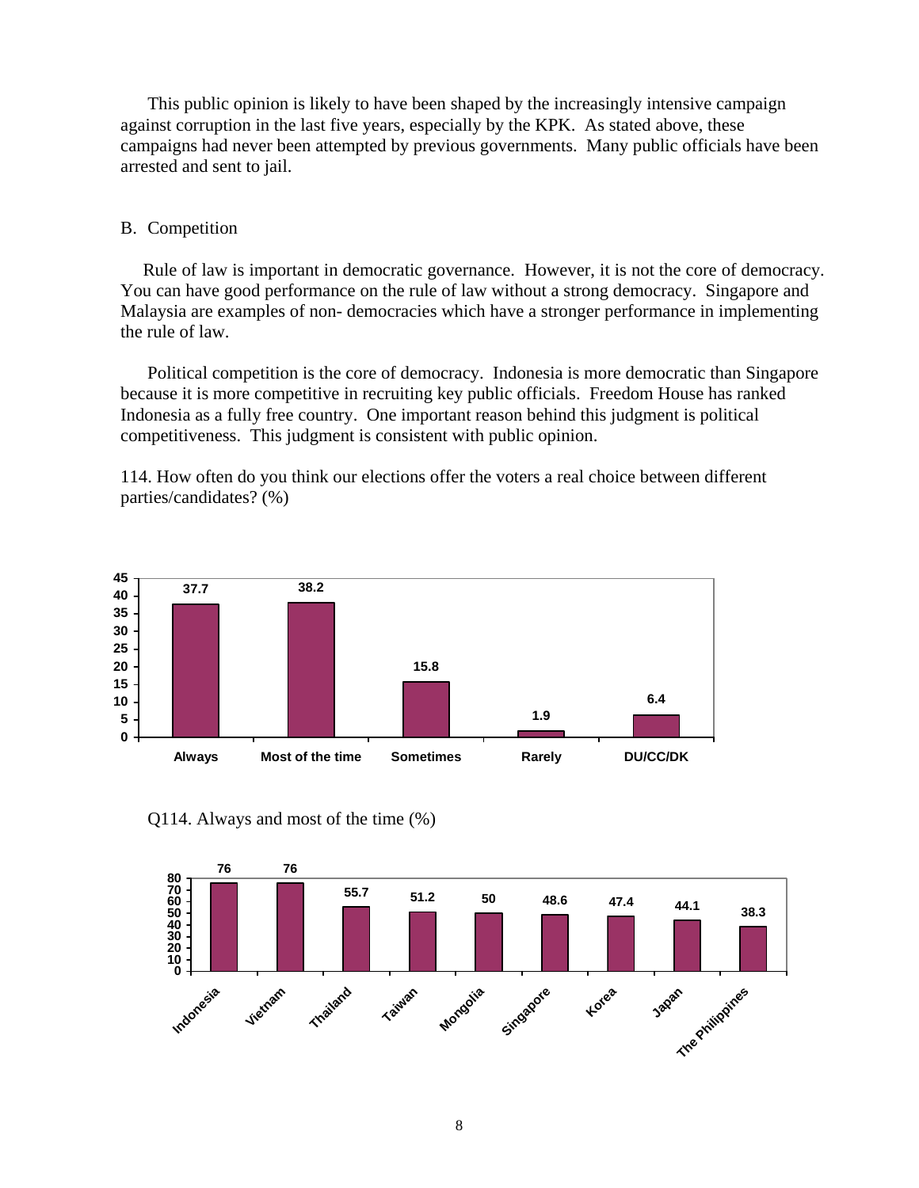This public opinion is likely to have been shaped by the increasingly intensive campaign against corruption in the last five years, especially by the KPK. As stated above, these campaigns had never been attempted by previous governments. Many public officials have been arrested and sent to jail.

B. Competition

Rule of law is important in democratic governance. However, it is not the core of democracy. You can have good performance on the rule of law without a strong democracy. Singapore and Malaysia are examples of non- democracies which have a stronger performance in implementing the rule of law.

Political competition is the core of democracy. Indonesia is more democratic than Singapore because it is more competitive in recruiting key public officials. Freedom House has ranked Indonesia as a fully free country. One important reason behind this judgment is political competitiveness. This judgment is consistent with public opinion.

114. How often do you think our elections offer the voters a real choice between different parties/candidates? (%)

| Always | Most of the time | Sometimes | Rarely | DU/CC/DK |
|---|---|---|---|---|
| 37.7 | 38.2 | 15.8 | 1.9 | 6.4 |

Q114. Always and most of the time (%)

| Indonesia | Vietnam | Thailand | Taiwan | Mongolia | Singapore | Korea | Japan | The Philippines |
|---|---|---|---|---|---|---|---|---|
| 76 | 76 | 55.7 | 51.2 | 50 | 48.6 | 47.4 | 44.1 | 38.3 |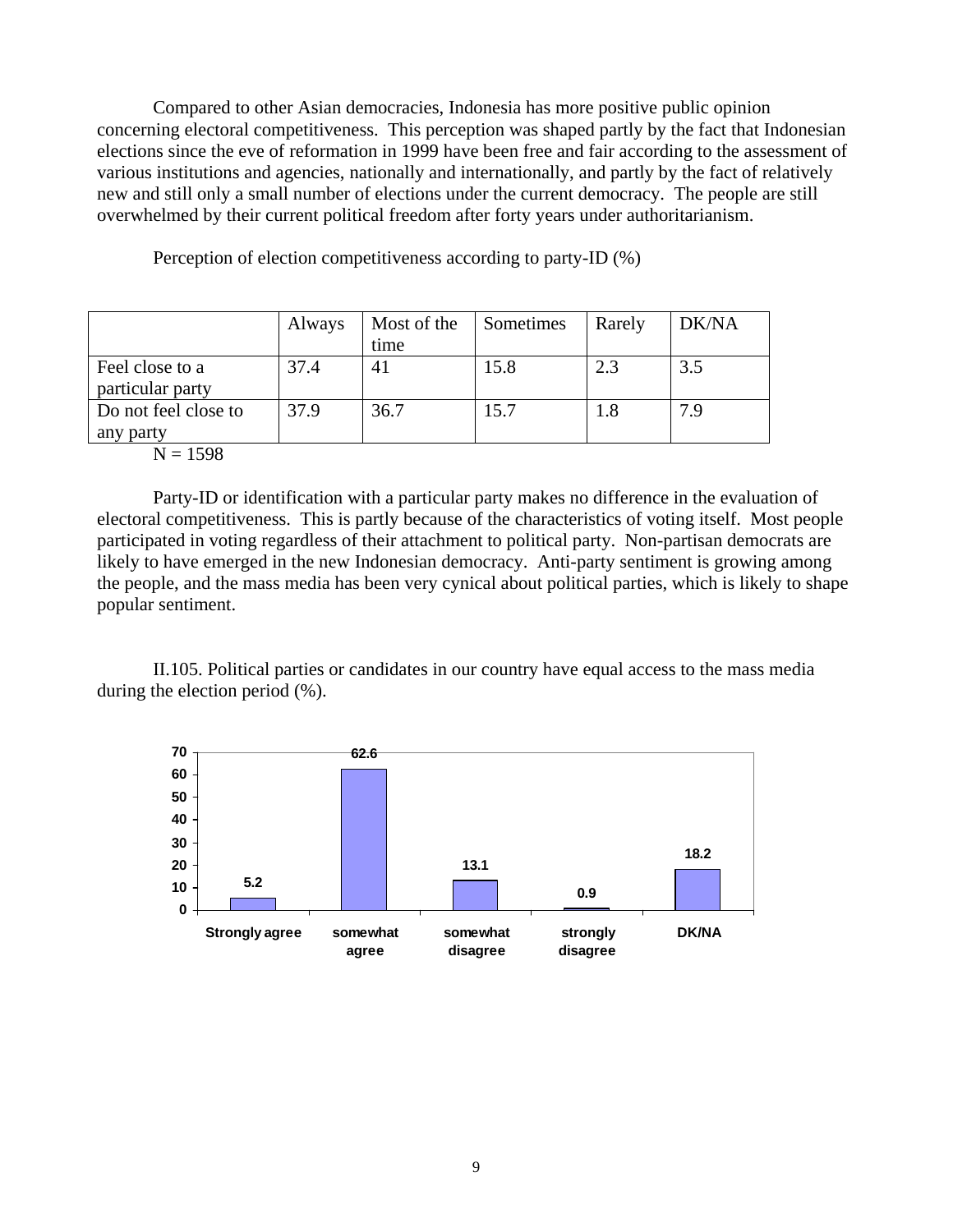Compared to other Asian democracies, Indonesia has more positive public opinion concerning electoral competitiveness. This perception was shaped partly by the fact that Indonesian elections since the eve of reformation in 1999 have been free and fair according to the assessment of various institutions and agencies, nationally and internationally, and partly by the fact of relatively new and still only a small number of elections under the current democracy. The people are still overwhelmed by their current political freedom after forty years under authoritarianism.

Perception of election competitiveness according to party-ID (%)

| | Always | Most of the time | Sometimes | Rarely | DK/NA |
|---|---|---|---|---|---|
| Feel close to a particular party | 37.4 | 41 | 15.8 | 2.3 | 3.5 |
| Do not feel close to any party | 37.9 | 36.7 | 15.7 | 1.8 | 7.9 |

N = 1598

Party-ID or identification with a particular party makes no difference in the evaluation of electoral competitiveness. This is partly because of the characteristics of voting itself. Most people participated in voting regardless of their attachment to political party. Non-partisan democrats are likely to have emerged in the new Indonesian democracy. Anti-party sentiment is growing among the people, and the mass media has been very cynical about political parties, which is likely to shape popular sentiment.

II.105. Political parties or candidates in our country have equal access to the mass media during the election period (%).

| Strongly agree | somewhat agree | somewhat disagree | strongly disagree | DK/NA |
|---|---|---|---|---|
| 5.2 | 62.6 | 13.1 | 0.9 | 18.2 |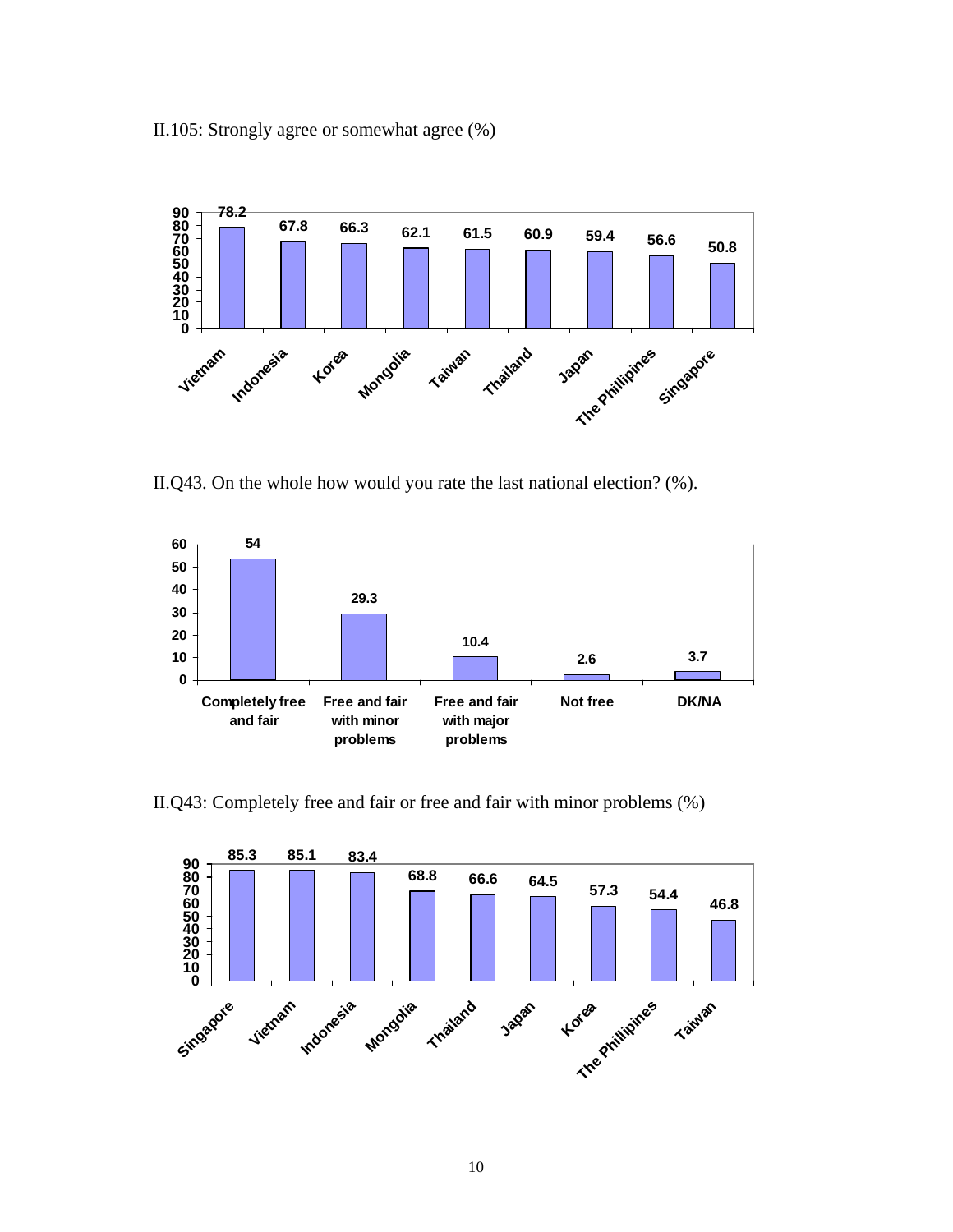II.105: Strongly agree or somewhat agree (%)

| Country | % |
|---|---|
| Vietnam | 78.2 |
| Indonesia | 67.8 |
| Korea | 66.3 |
| Mongolia | 62.1 |
| Taiwan | 61.5 |
| Thailand | 60.9 |
| Japan | 59.4 |
| The Phillipines | 56.6 |
| Singapore | 50.8 |

II.Q43. On the whole how would you rate the last national election? (%).

| Response | % |
|---|---|
| Completely free and fair | 54 |
| Free and fair with minor problems | 29.3 |
| Free and fair with major problems | 10.4 |
| Not free | 2.6 |
| DK/NA | 3.7 |

II.Q43: Completely free and fair or free and fair with minor problems (%)

| Country | % |
|---|---|
| Singapore | 85.3 |
| Vietnam | 85.1 |
| Indonesia | 83.4 |
| Mongolia | 68.8 |
| Thailand | 66.6 |
| Japan | 64.5 |
| Korea | 57.3 |
| The Phillipines | 54.4 |
| Taiwan | 46.8 |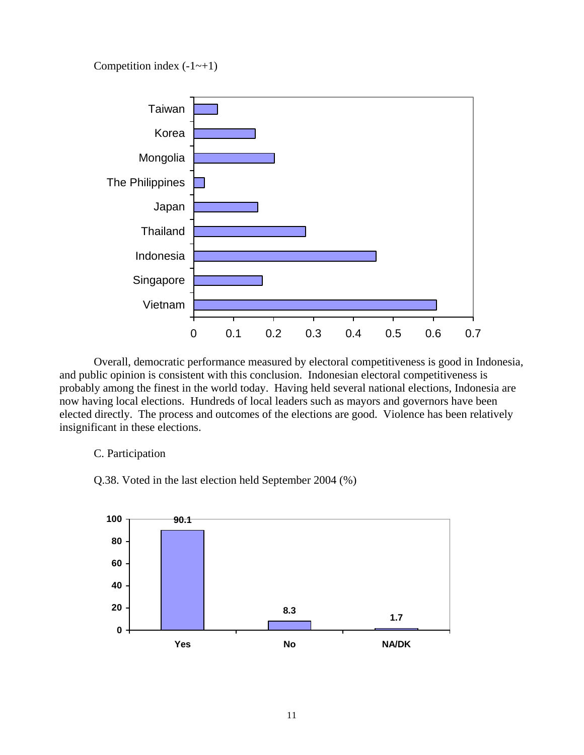Competition index (-1~+1)

Overall, democratic performance measured by electoral competitiveness is good in Indonesia, and public opinion is consistent with this conclusion. Indonesian electoral competitiveness is probably among the finest in the world today. Having held several national elections, Indonesia are now having local elections. Hundreds of local leaders such as mayors and governors have been elected directly. The process and outcomes of the elections are good. Violence has been relatively insignificant in these elections.

C. Participation

Q.38. Voted in the last election held September 2004 (%)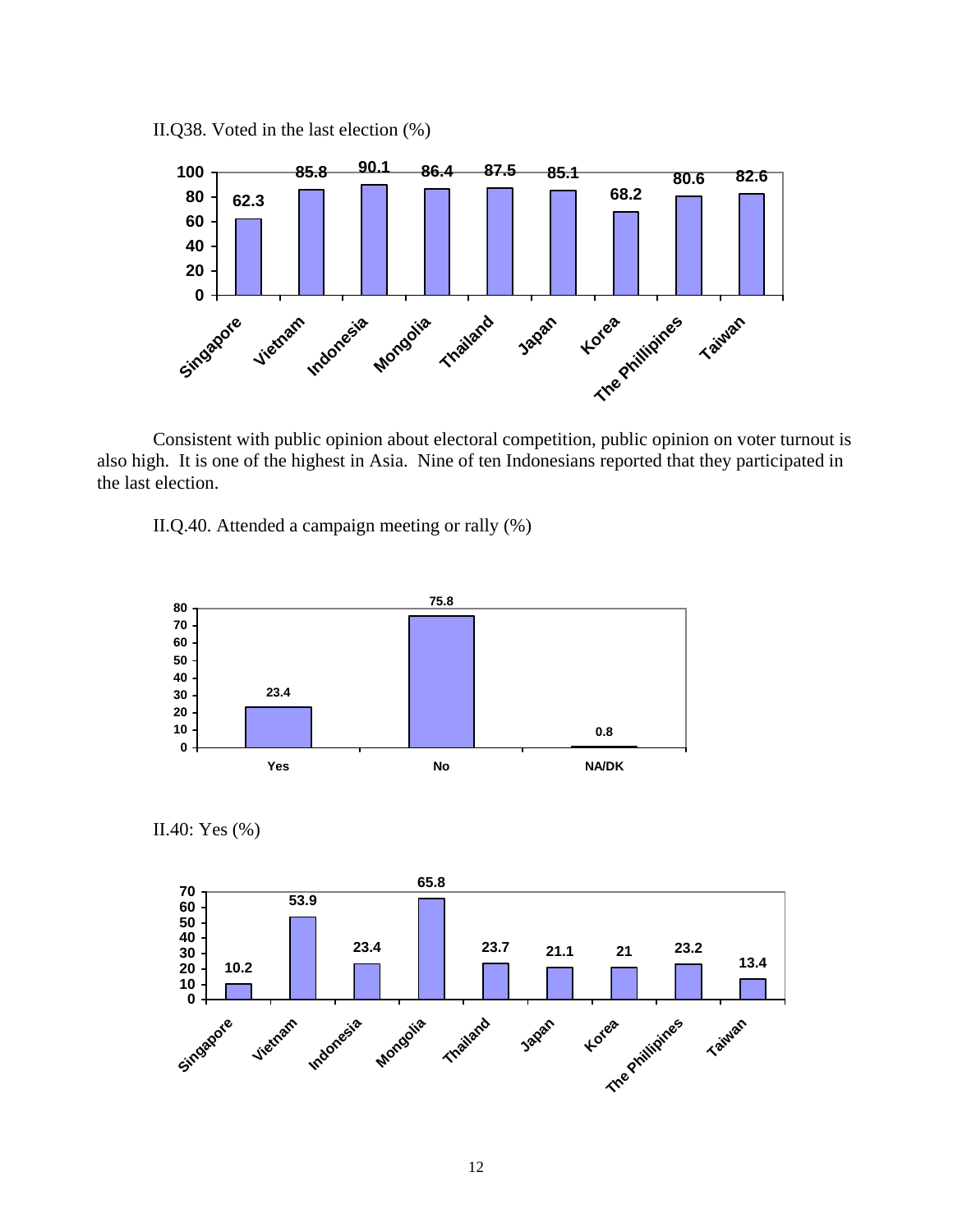II.Q38. Voted in the last election (%)

| Country | % |
|---|---|
| Singapore | 62.3 |
| Vietnam | 85.8 |
| Indonesia | 90.1 |
| Mongolia | 86.4 |
| Thailand | 87.5 |
| Japan | 85.1 |
| Korea | 68.2 |
| The Phillipines | 80.6 |
| Taiwan | 82.6 |

Consistent with public opinion about electoral competition, public opinion on voter turnout is also high. It is one of the highest in Asia. Nine of ten Indonesians reported that they participated in the last election.

II.Q.40. Attended a campaign meeting or rally (%)

| Response | % |
|---|---|
| Yes | 23.4 |
| No | 75.8 |
| NA/DK | 0.8 |

II.40: Yes (%)

| Country | % |
|---|---|
| Singapore | 10.2 |
| Vietnam | 53.9 |
| Indonesia | 23.4 |
| Mongolia | 65.8 |
| Thailand | 23.7 |
| Japan | 21.1 |
| Korea | 21 |
| The Phillipines | 23.2 |
| Taiwan | 13.4 |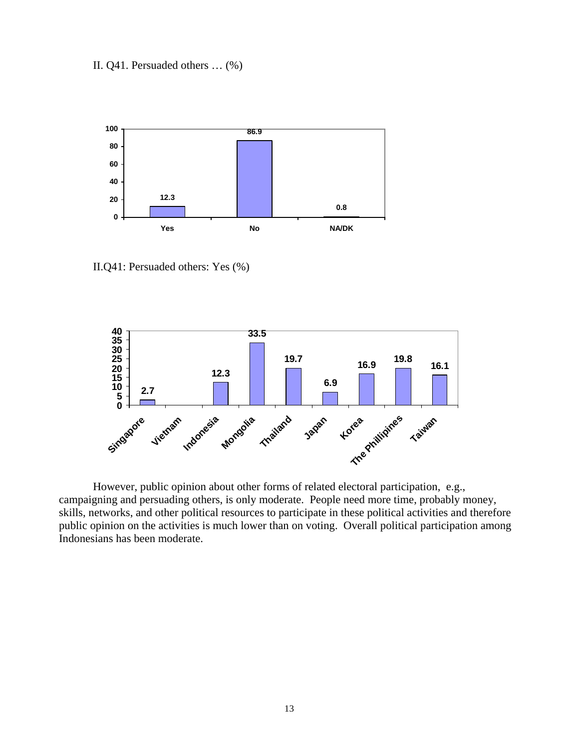II. Q41. Persuaded others … (%)

| | Yes | No | NA/DK |
|---|---|---|---|
| % | 12.3 | 86.9 | 0.8 |

II.Q41: Persuaded others: Yes (%)

| Singapore | Vietnam | Indonesia | Mongolia | Thailand | Japan | Korea | The Phillipines | Taiwan |
|---|---|---|---|---|---|---|---|---|
| 2.7 | | 12.3 | 33.5 | 19.7 | 6.9 | 16.9 | 19.8 | 16.1 |

However, public opinion about other forms of related electoral participation, e.g., campaigning and persuading others, is only moderate. People need more time, probably money, skills, networks, and other political resources to participate in these political activities and therefore public opinion on the activities is much lower than on voting. Overall political participation among Indonesians has been moderate.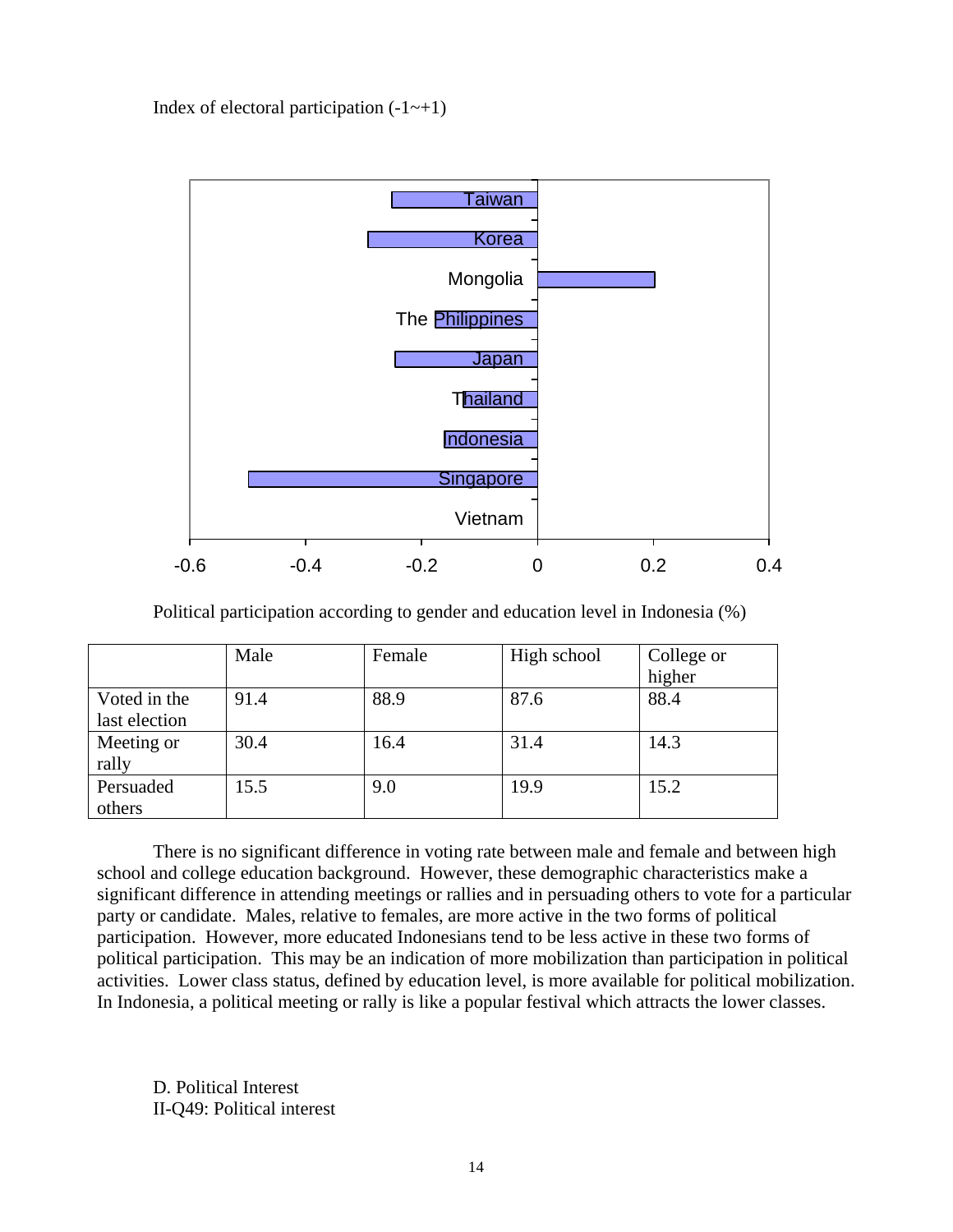Index of electoral participation (-1~+1)

Political participation according to gender and education level in Indonesia (%)

| | Male | Female | High school | College or higher |
|---|---|---|---|---|
| Voted in the last election | 91.4 | 88.9 | 87.6 | 88.4 |
| Meeting or rally | 30.4 | 16.4 | 31.4 | 14.3 |
| Persuaded others | 15.5 | 9.0 | 19.9 | 15.2 |

There is no significant difference in voting rate between male and female and between high school and college education background. However, these demographic characteristics make a significant difference in attending meetings or rallies and in persuading others to vote for a particular party or candidate. Males, relative to females, are more active in the two forms of political participation. However, more educated Indonesians tend to be less active in these two forms of political participation. This may be an indication of more mobilization than participation in political activities. Lower class status, defined by education level, is more available for political mobilization. In Indonesia, a political meeting or rally is like a popular festival which attracts the lower classes.

D. Political Interest

II-Q49: Political interest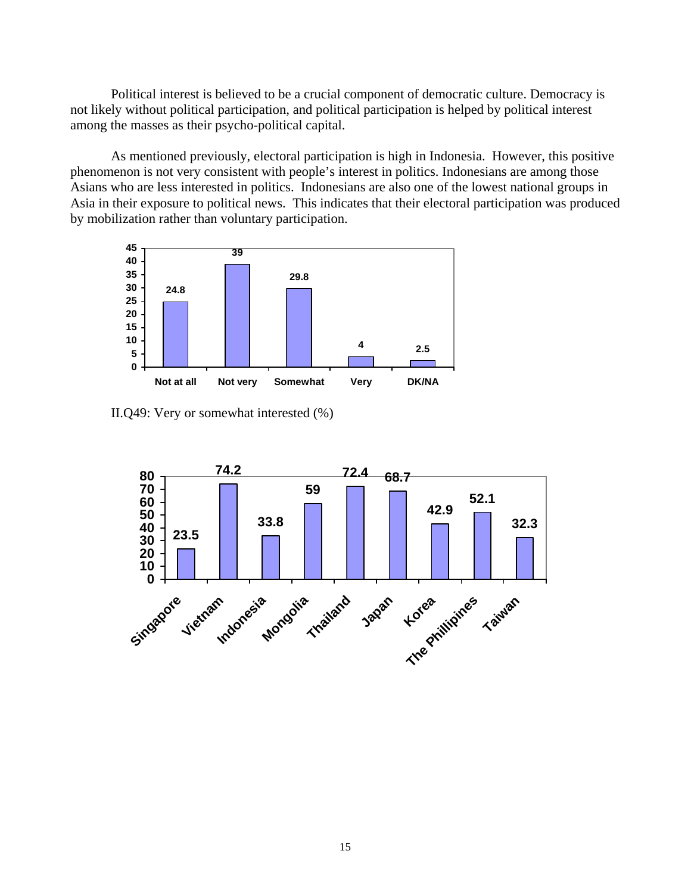Political interest is believed to be a crucial component of democratic culture. Democracy is not likely without political participation, and political participation is helped by political interest among the masses as their psycho-political capital.

As mentioned previously, electoral participation is high in Indonesia. However, this positive phenomenon is not very consistent with people's interest in politics. Indonesians are among those Asians who are less interested in politics. Indonesians are also one of the lowest national groups in Asia in their exposure to political news. This indicates that their electoral participation was produced by mobilization rather than voluntary participation.

| Not at all | Not very | Somewhat | Very | DK/NA |
|---|---|---|---|---|
| 24.8 | 39 | 29.8 | 4 | 2.5 |

II.Q49: Very or somewhat interested (%)

| Singapore | Vietnam | Indonesia | Mongolia | Thailand | Japan | Korea | The Phillipines | Taiwan |
|---|---|---|---|---|---|---|---|---|
| 23.5 | 74.2 | 33.8 | 59 | 72.4 | 68.7 | 42.9 | 52.1 | 32.3 |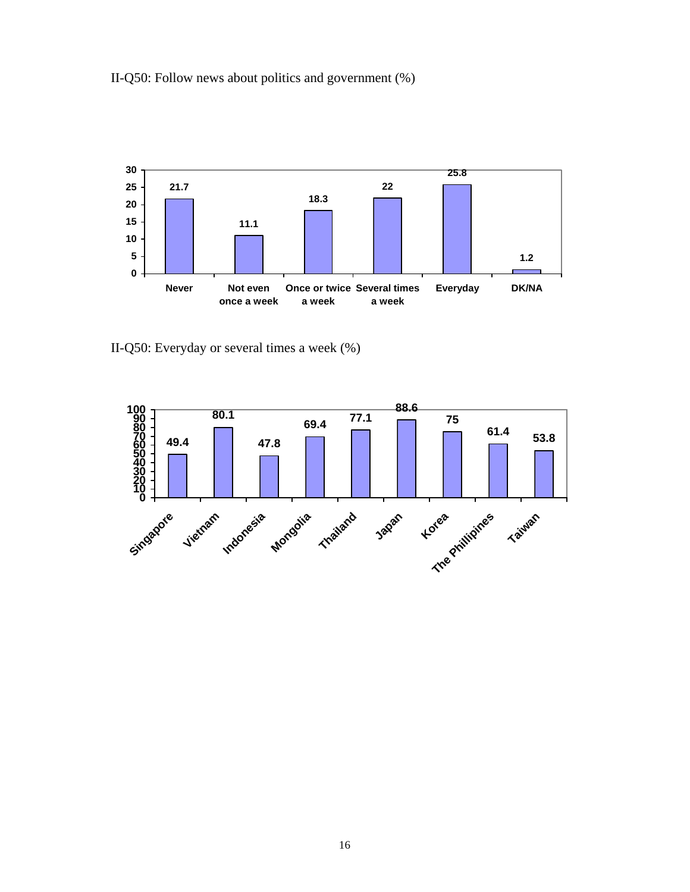II-Q50: Follow news about politics and government (%)

| Never | Not even once a week | Once or twice a week | Several times a week | Everyday | DK/NA |
|---|---|---|---|---|---|
| 21.7 | 11.1 | 18.3 | 22 | 25.8 | 1.2 |

II-Q50: Everyday or several times a week (%)

| Singapore | Vietnam | Indonesia | Mongolia | Thailand | Japan | Korea | The Phillipines | Taiwan |
|---|---|---|---|---|---|---|---|---|
| 49.4 | 80.1 | 47.8 | 69.4 | 77.1 | 88.6 | 75 | 61.4 | 53.8 |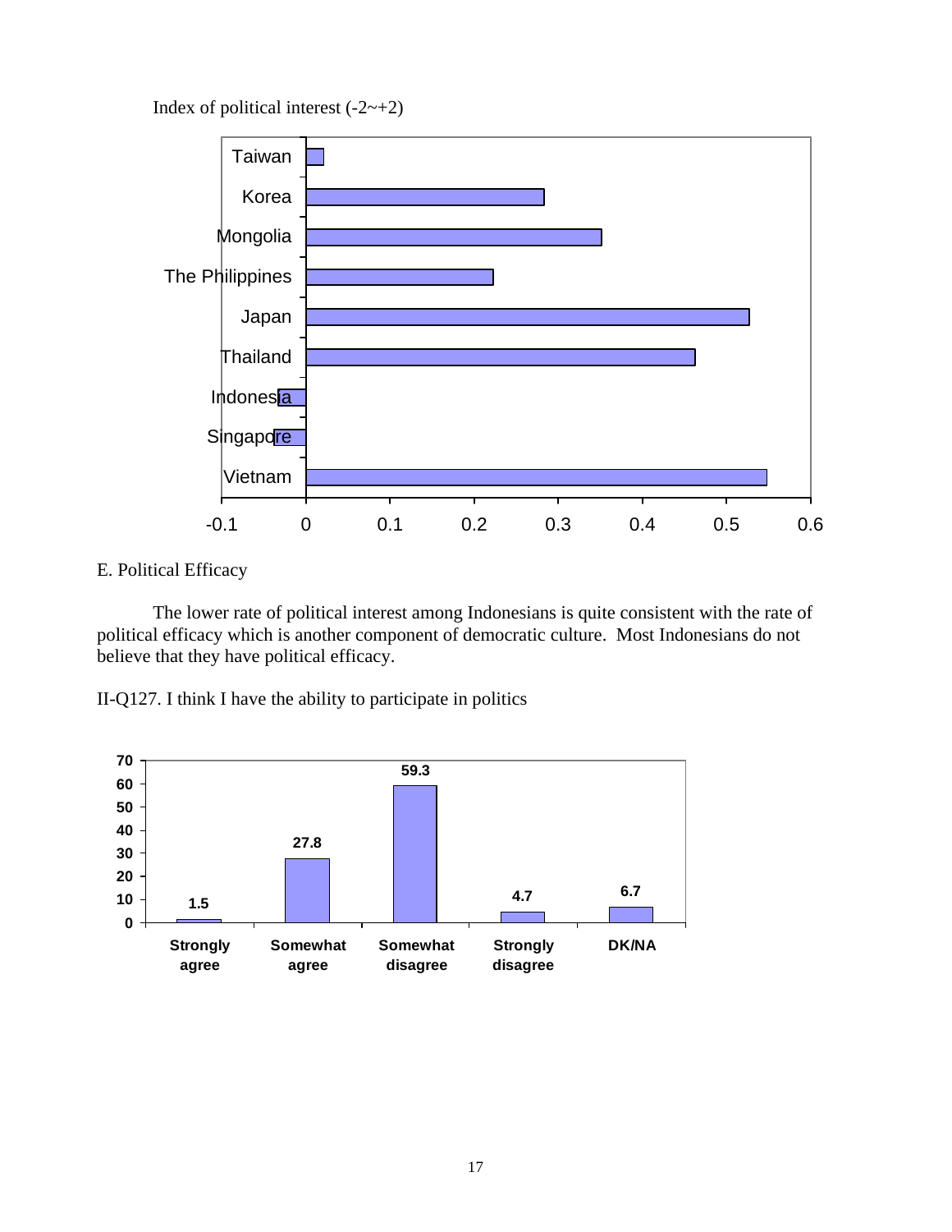Index of political interest (-2~+2)

| Country | Index |
| --- | --- |
| Taiwan | 0.02 |
| Korea | 0.28 |
| Mongolia | 0.35 |
| The Philippines | 0.22 |
| Japan | 0.53 |
| Thailand | 0.46 |
| Indonesia | -0.03 |
| Singapore | -0.04 |
| Vietnam | 0.55 |

E. Political Efficacy

The lower rate of political interest among Indonesians is quite consistent with the rate of political efficacy which is another component of democratic culture. Most Indonesians do not believe that they have political efficacy.

II-Q127. I think I have the ability to participate in politics

| Strongly agree | Somewhat agree | Somewhat disagree | Strongly disagree | DK/NA |
| --- | --- | --- | --- | --- |
| 1.5 | 27.8 | 59.3 | 4.7 | 6.7 |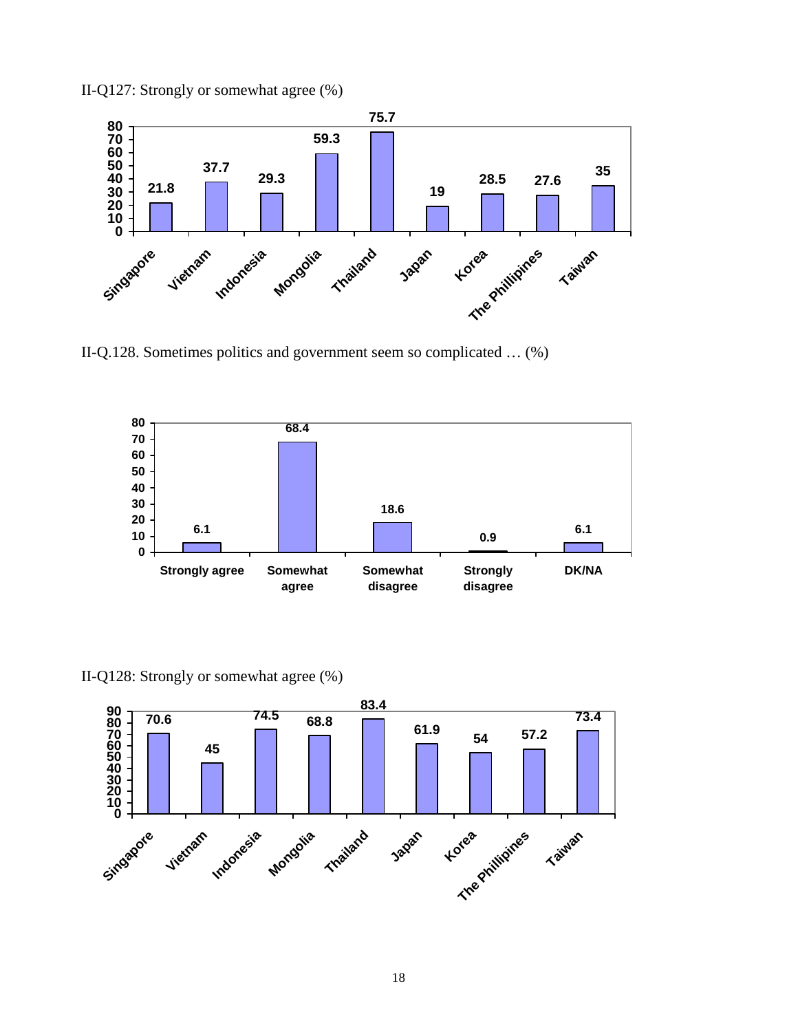II-Q127: Strongly or somewhat agree (%)

| Singapore | Vietnam | Indonesia | Mongolia | Thailand | Japan | Korea | The Phillipines | Taiwan |
|---|---|---|---|---|---|---|---|---|
| 21.8 | 37.7 | 29.3 | 59.3 | 75.7 | 19 | 28.5 | 27.6 | 35 |

II-Q.128. Sometimes politics and government seem so complicated … (%)

| Strongly agree | Somewhat agree | Somewhat disagree | Strongly disagree | DK/NA |
|---|---|---|---|---|
| 6.1 | 68.4 | 18.6 | 0.9 | 6.1 |

II-Q128: Strongly or somewhat agree (%)

| Singapore | Vietnam | Indonesia | Mongolia | Thailand | Japan | Korea | The Phillipines | Taiwan |
|---|---|---|---|---|---|---|---|---|
| 70.6 | 45 | 74.5 | 68.8 | 83.4 | 61.9 | 54 | 57.2 | 73.4 |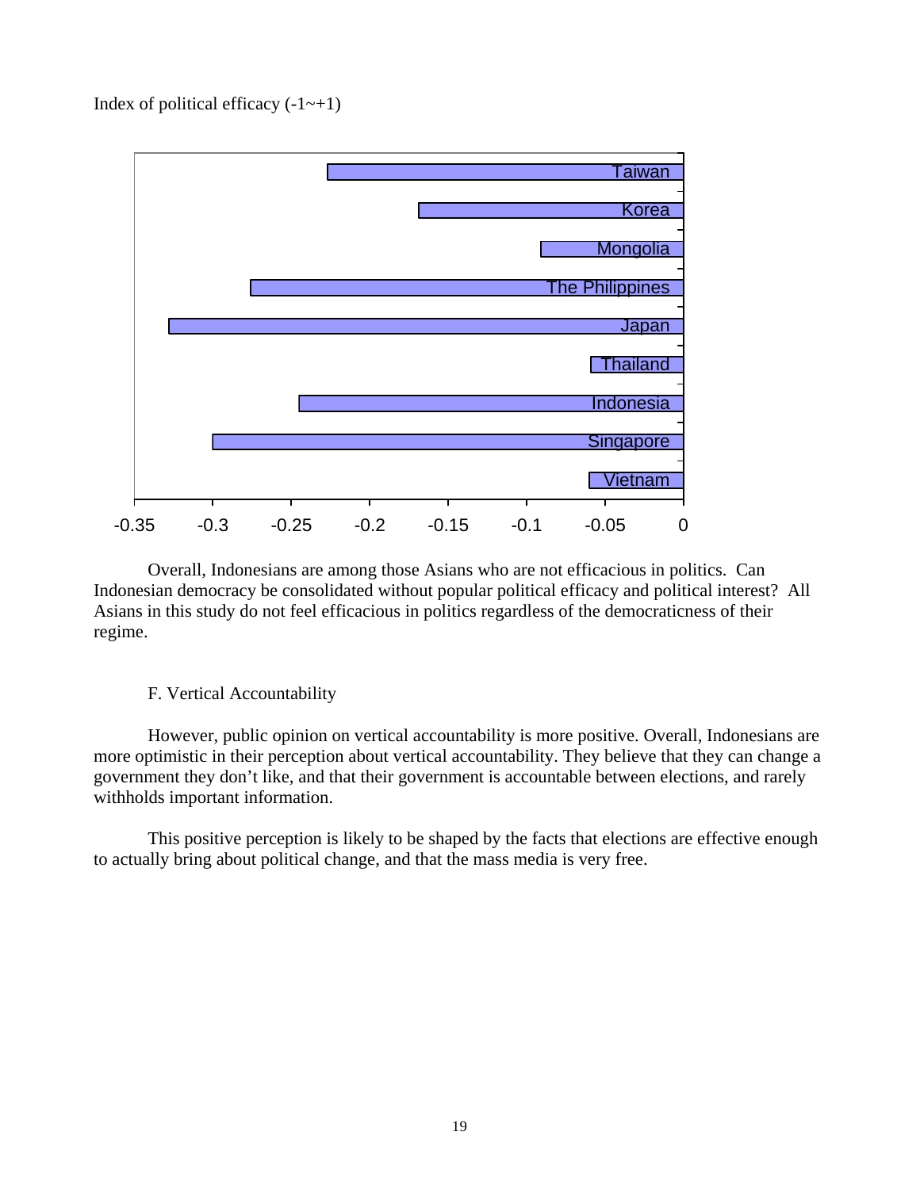Index of political efficacy (-1~+1)

Overall, Indonesians are among those Asians who are not efficacious in politics. Can Indonesian democracy be consolidated without popular political efficacy and political interest? All Asians in this study do not feel efficacious in politics regardless of the democraticness of their regime.

F. Vertical Accountability

However, public opinion on vertical accountability is more positive. Overall, Indonesians are more optimistic in their perception about vertical accountability. They believe that they can change a government they don't like, and that their government is accountable between elections, and rarely withholds important information.

This positive perception is likely to be shaped by the facts that elections are effective enough to actually bring about political change, and that the mass media is very free.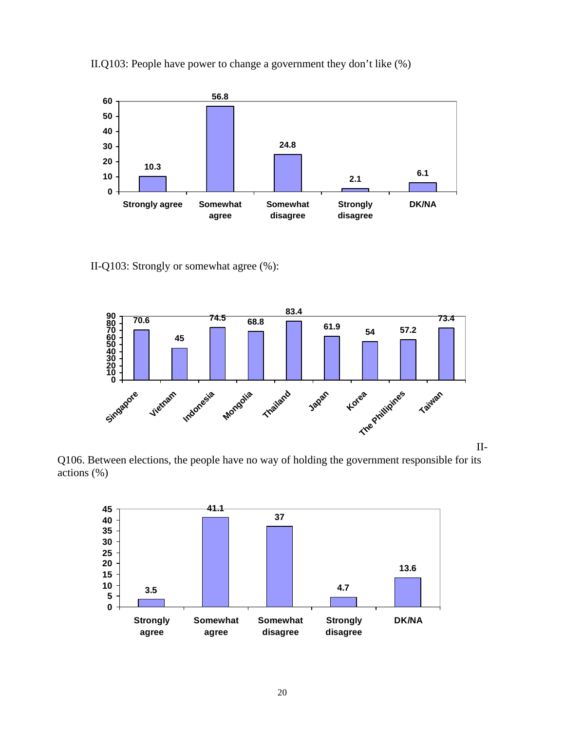II.Q103: People have power to change a government they don't like (%)

| Strongly agree | Somewhat agree | Somewhat disagree | Strongly disagree | DK/NA |
|---|---|---|---|---|
| 10.3 | 56.8 | 24.8 | 2.1 | 6.1 |

II-Q103: Strongly or somewhat agree (%):

| Singapore | Vietnam | Indonesia | Mongolia | Thailand | Japan | Korea | The Phillipines | Taiwan |
|---|---|---|---|---|---|---|---|---|
| 70.6 | 45 | 74.5 | 68.8 | 83.4 | 61.9 | 54 | 57.2 | 73.4 |

II-Q106. Between elections, the people have no way of holding the government responsible for its actions (%)

| Strongly agree | Somewhat agree | Somewhat disagree | Strongly disagree | DK/NA |
|---|---|---|---|---|
| 3.5 | 41.1 | 37 | 4.7 | 13.6 |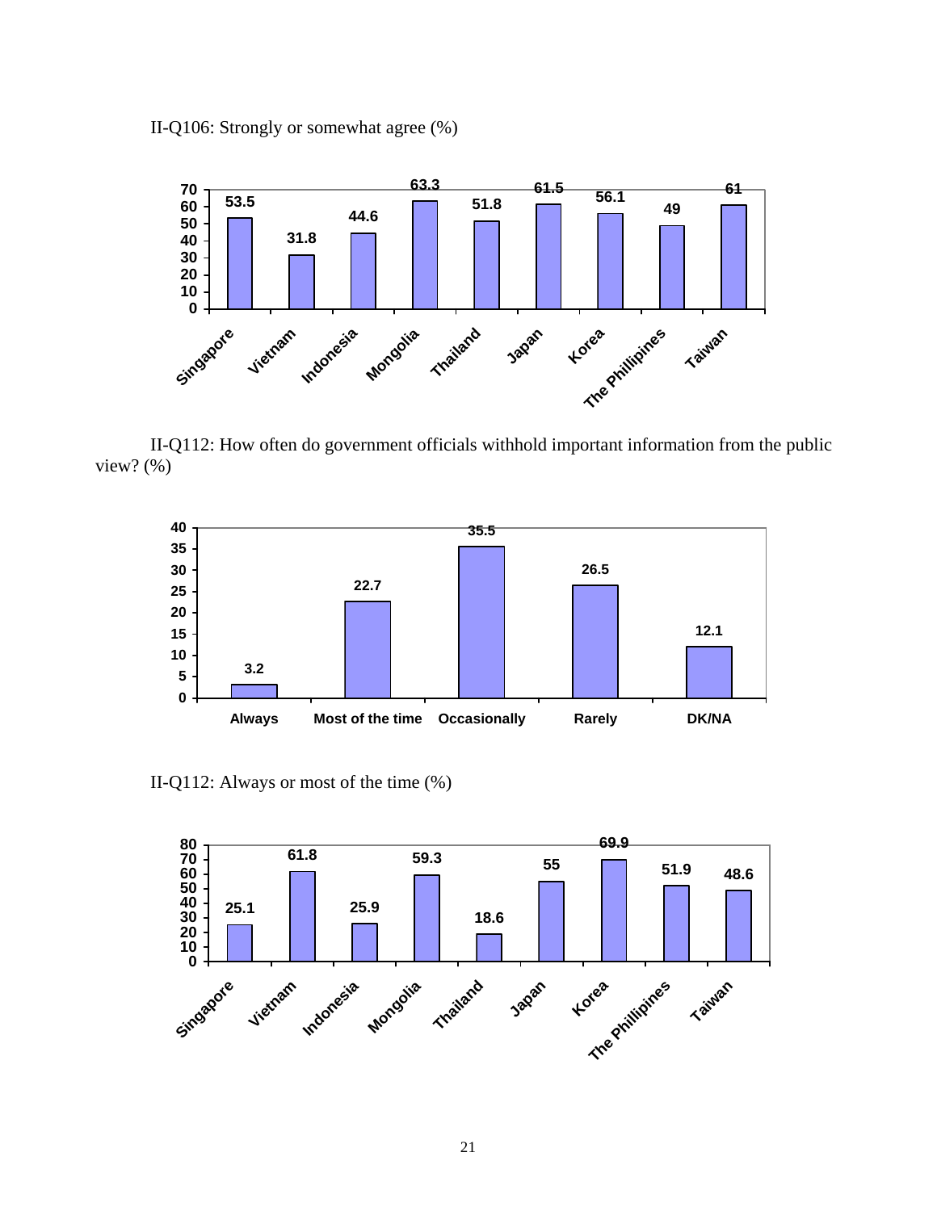II-Q106: Strongly or somewhat agree (%)

| Country | % |
|---|---|
| Singapore | 53.5 |
| Vietnam | 31.8 |
| Indonesia | 44.6 |
| Mongolia | 63.3 |
| Thailand | 51.8 |
| Japan | 61.5 |
| Korea | 56.1 |
| The Phillipines | 49 |
| Taiwan | 61 |

II-Q112: How often do government officials withhold important information from the public view? (%)

| Response | % |
|---|---|
| Always | 3.2 |
| Most of the time | 22.7 |
| Occasionally | 35.5 |
| Rarely | 26.5 |
| DK/NA | 12.1 |

II-Q112: Always or most of the time (%)

| Country | % |
|---|---|
| Singapore | 25.1 |
| Vietnam | 61.8 |
| Indonesia | 25.9 |
| Mongolia | 59.3 |
| Thailand | 18.6 |
| Japan | 55 |
| Korea | 69.9 |
| The Phillipines | 51.9 |
| Taiwan | 48.6 |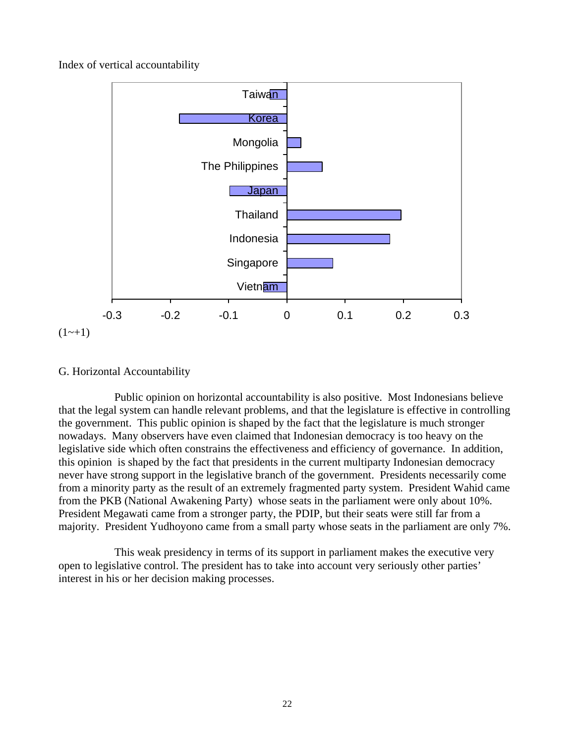Index of vertical accountability

(1~+1)

G. Horizontal Accountability

Public opinion on horizontal accountability is also positive. Most Indonesians believe that the legal system can handle relevant problems, and that the legislature is effective in controlling the government. This public opinion is shaped by the fact that the legislature is much stronger nowadays. Many observers have even claimed that Indonesian democracy is too heavy on the legislative side which often constrains the effectiveness and efficiency of governance. In addition, this opinion is shaped by the fact that presidents in the current multiparty Indonesian democracy never have strong support in the legislative branch of the government. Presidents necessarily come from a minority party as the result of an extremely fragmented party system. President Wahid came from the PKB (National Awakening Party) whose seats in the parliament were only about 10%. President Megawati came from a stronger party, the PDIP, but their seats were still far from a majority. President Yudhoyono came from a small party whose seats in the parliament are only 7%.

This weak presidency in terms of its support in parliament makes the executive very open to legislative control. The president has to take into account very seriously other parties' interest in his or her decision making processes.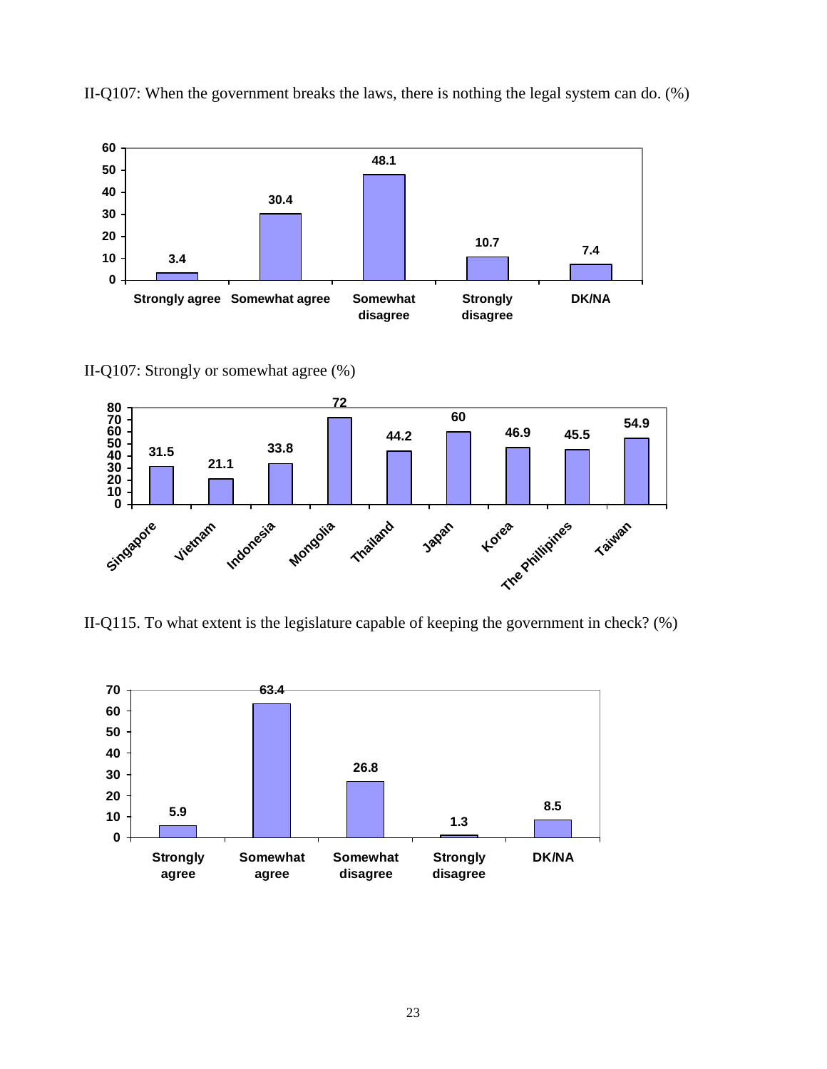II-Q107: When the government breaks the laws, there is nothing the legal system can do. (%)

| Response | % |
|---|---|
| Strongly agree | 3.4 |
| Somewhat agree | 30.4 |
| Somewhat disagree | 48.1 |
| Strongly disagree | 10.7 |
| DK/NA | 7.4 |

II-Q107: Strongly or somewhat agree (%)

| Country | % |
|---|---|
| Singapore | 31.5 |
| Vietnam | 21.1 |
| Indonesia | 33.8 |
| Mongolia | 72 |
| Thailand | 44.2 |
| Japan | 60 |
| Korea | 46.9 |
| The Phillipines | 45.5 |
| Taiwan | 54.9 |

II-Q115. To what extent is the legislature capable of keeping the government in check? (%)

| Response | % |
|---|---|
| Strongly agree | 5.9 |
| Somewhat agree | 63.4 |
| Somewhat disagree | 26.8 |
| Strongly disagree | 1.3 |
| DK/NA | 8.5 |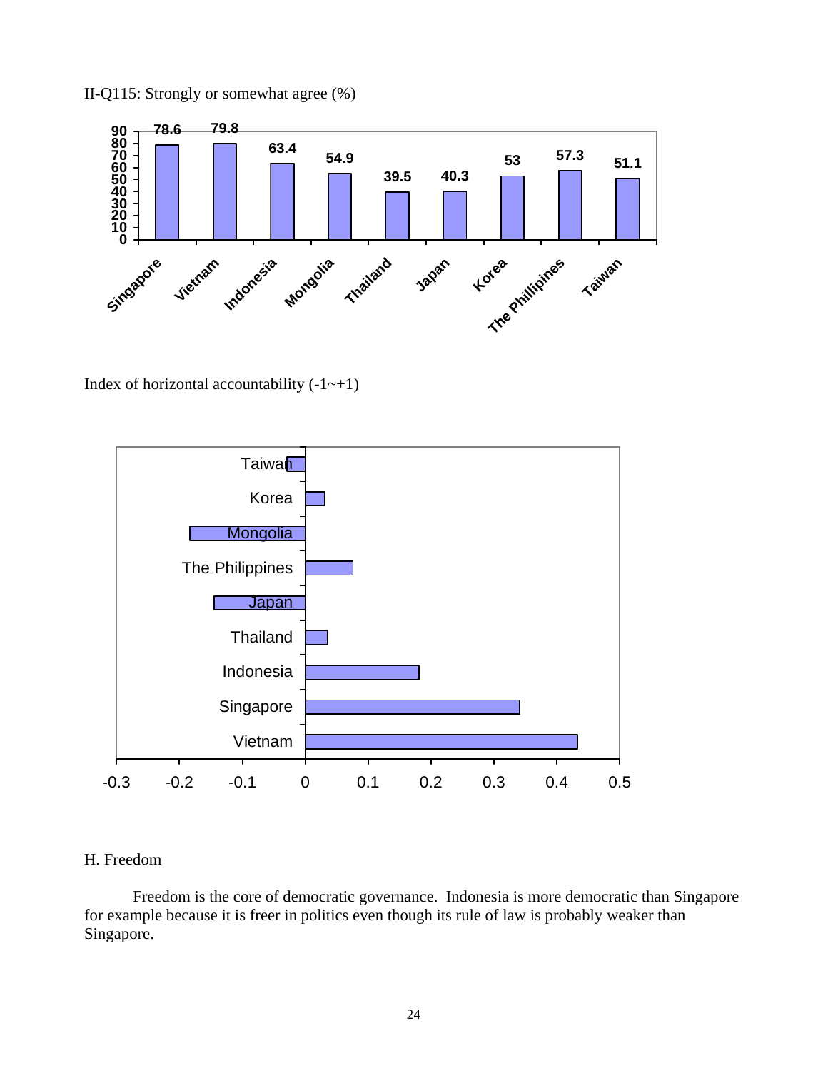II-Q115: Strongly or somewhat agree (%)

| Country | % |
|---|---|
| Singapore | 78.6 |
| Vietnam | 79.8 |
| Indonesia | 63.4 |
| Mongolia | 54.9 |
| Thailand | 39.5 |
| Japan | 40.3 |
| Korea | 53 |
| The Phillipines | 57.3 |
| Taiwan | 51.1 |

Index of horizontal accountability (-1~+1)

H. Freedom

Freedom is the core of democratic governance. Indonesia is more democratic than Singapore for example because it is freer in politics even though its rule of law is probably weaker than Singapore.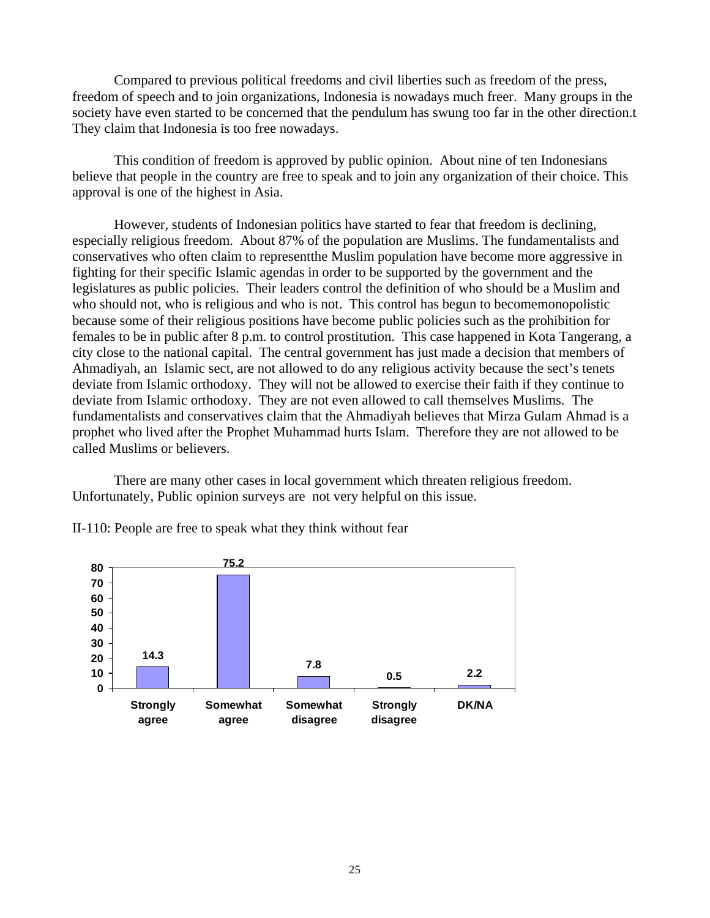Compared to previous political freedoms and civil liberties such as freedom of the press, freedom of speech and to join organizations, Indonesia is nowadays much freer. Many groups in the society have even started to be concerned that the pendulum has swung too far in the other direction.t They claim that Indonesia is too free nowadays.

This condition of freedom is approved by public opinion. About nine of ten Indonesians believe that people in the country are free to speak and to join any organization of their choice. This approval is one of the highest in Asia.

However, students of Indonesian politics have started to fear that freedom is declining, especially religious freedom. About 87% of the population are Muslims. The fundamentalists and conservatives who often claim to representthe Muslim population have become more aggressive in fighting for their specific Islamic agendas in order to be supported by the government and the legislatures as public policies. Their leaders control the definition of who should be a Muslim and who should not, who is religious and who is not. This control has begun to becomemonopolistic because some of their religious positions have become public policies such as the prohibition for females to be in public after 8 p.m. to control prostitution. This case happened in Kota Tangerang, a city close to the national capital. The central government has just made a decision that members of Ahmadiyah, an Islamic sect, are not allowed to do any religious activity because the sect's tenets deviate from Islamic orthodoxy. They will not be allowed to exercise their faith if they continue to deviate from Islamic orthodoxy. They are not even allowed to call themselves Muslims. The fundamentalists and conservatives claim that the Ahmadiyah believes that Mirza Gulam Ahmad is a prophet who lived after the Prophet Muhammad hurts Islam. Therefore they are not allowed to be called Muslims or believers.

There are many other cases in local government which threaten religious freedom. Unfortunately, Public opinion surveys are not very helpful on this issue.

II-110: People are free to speak what they think without fear

| Strongly agree | Somewhat agree | Somewhat disagree | Strongly disagree | DK/NA |
|---|---|---|---|---|
| 14.3 | 75.2 | 7.8 | 0.5 | 2.2 |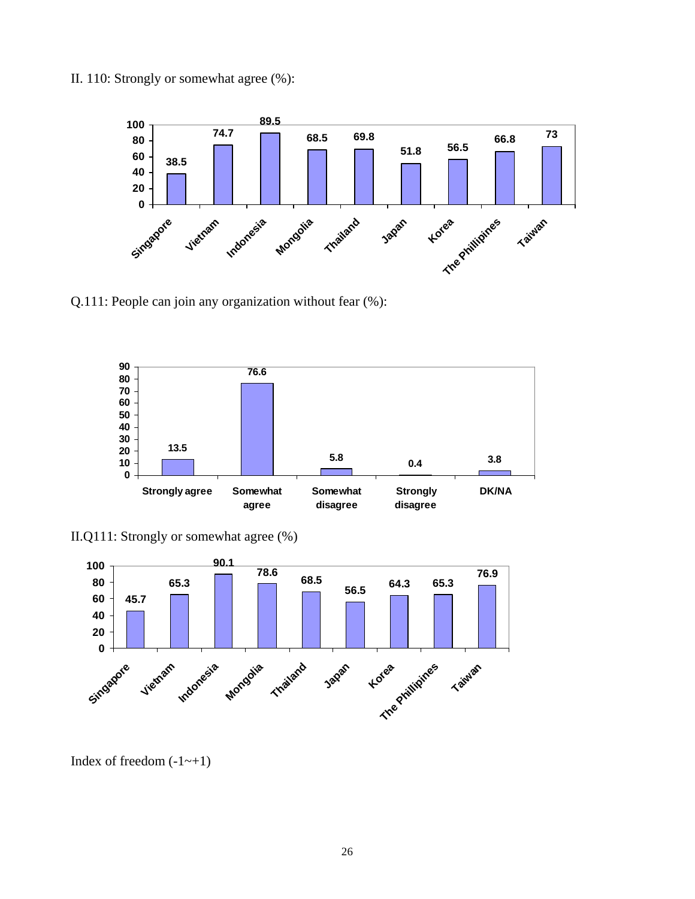II. 110: Strongly or somewhat agree (%):

| Country | % |
|---|---|
| Singapore | 38.5 |
| Vietnam | 74.7 |
| Indonesia | 89.5 |
| Mongolia | 68.5 |
| Thailand | 69.8 |
| Japan | 51.8 |
| Korea | 56.5 |
| The Phillipines | 66.8 |
| Taiwan | 73 |

Q.111: People can join any organization without fear (%):

| Response | % |
|---|---|
| Strongly agree | 13.5 |
| Somewhat agree | 76.6 |
| Somewhat disagree | 5.8 |
| Strongly disagree | 0.4 |
| DK/NA | 3.8 |

II.Q111: Strongly or somewhat agree (%)

| Country | % |
|---|---|
| Singapore | 45.7 |
| Vietnam | 65.3 |
| Indonesia | 90.1 |
| Mongolia | 78.6 |
| Thailand | 68.5 |
| Japan | 56.5 |
| Korea | 64.3 |
| The Phillipines | 65.3 |
| Taiwan | 76.9 |

Index of freedom (-1~+1)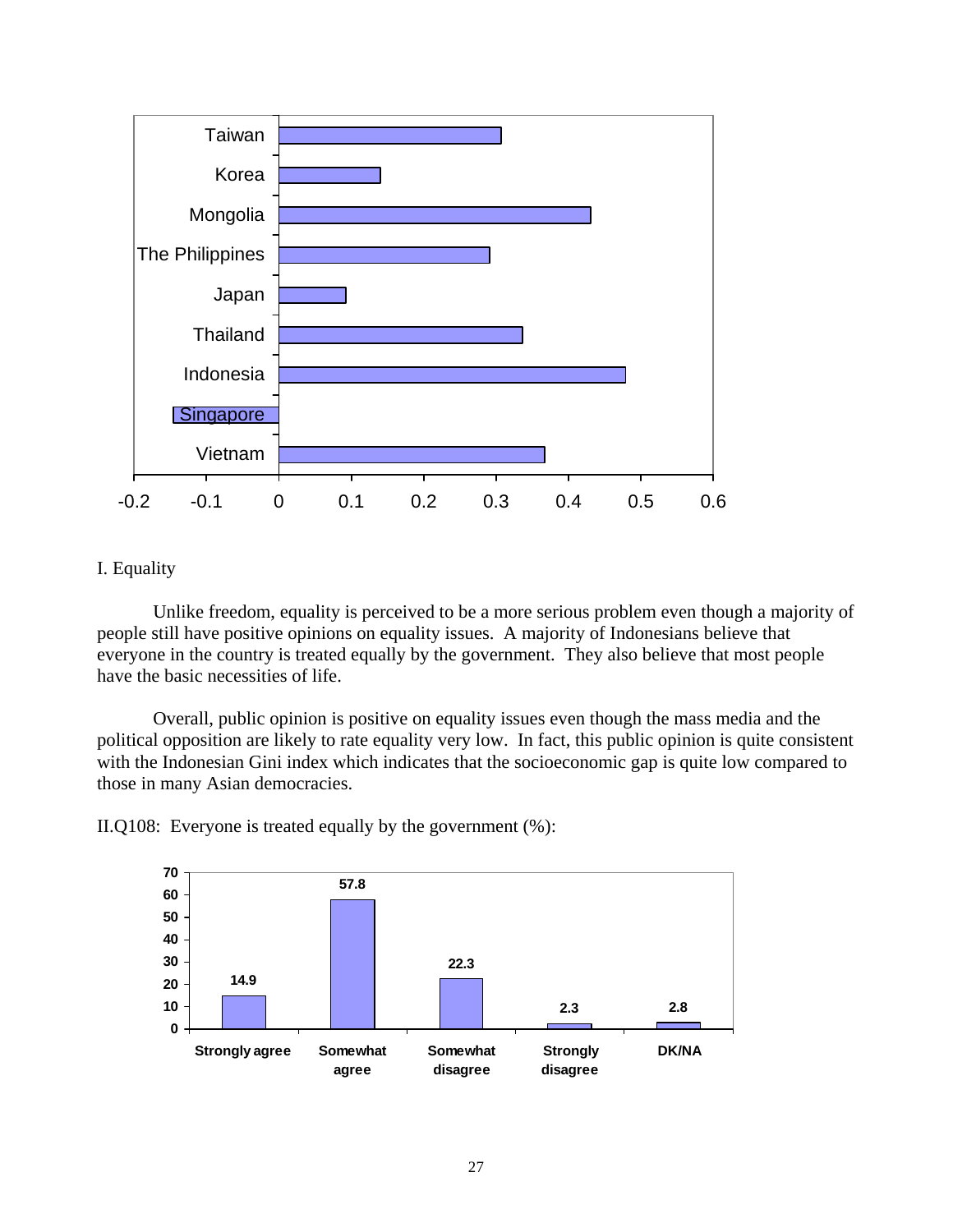I. Equality

Unlike freedom, equality is perceived to be a more serious problem even though a majority of people still have positive opinions on equality issues. A majority of Indonesians believe that everyone in the country is treated equally by the government. They also believe that most people have the basic necessities of life.

Overall, public opinion is positive on equality issues even though the mass media and the political opposition are likely to rate equality very low. In fact, this public opinion is quite consistent with the Indonesian Gini index which indicates that the socioeconomic gap is quite low compared to those in many Asian democracies.

II.Q108: Everyone is treated equally by the government (%):

| Strongly agree | Somewhat agree | Somewhat disagree | Strongly disagree | DK/NA |
|---|---|---|---|---|
| 14.9 | 57.8 | 22.3 | 2.3 | 2.8 |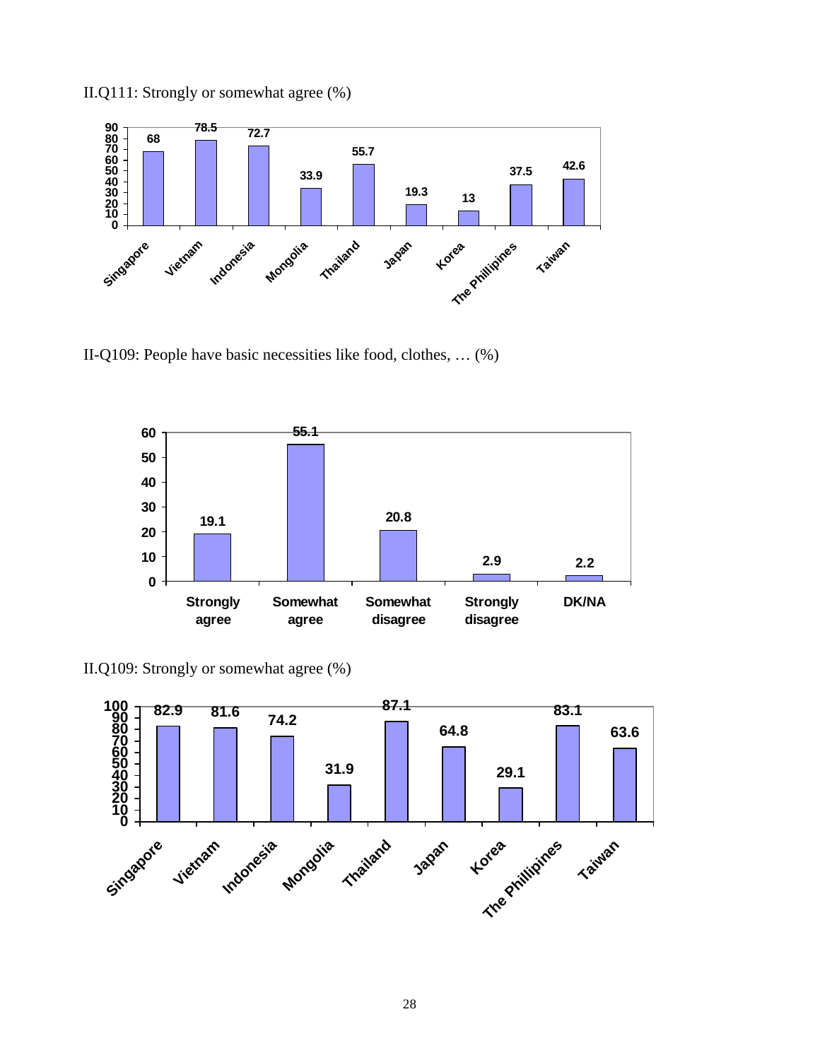II.Q111: Strongly or somewhat agree (%)

| Singapore | Vietnam | Indonesia | Mongolia | Thailand | Japan | Korea | The Phillipines | Taiwan |
|---|---|---|---|---|---|---|---|---|
| 68 | 78.5 | 72.7 | 33.9 | 55.7 | 19.3 | 13 | 37.5 | 42.6 |

II-Q109: People have basic necessities like food, clothes, … (%)

| Strongly agree | Somewhat agree | Somewhat disagree | Strongly disagree | DK/NA |
|---|---|---|---|---|
| 19.1 | 55.1 | 20.8 | 2.9 | 2.2 |

II.Q109: Strongly or somewhat agree (%)

| Singapore | Vietnam | Indonesia | Mongolia | Thailand | Japan | Korea | The Phillipines | Taiwan |
|---|---|---|---|---|---|---|---|---|
| 82.9 | 81.6 | 74.2 | 31.9 | 87.1 | 64.8 | 29.1 | 83.1 | 63.6 |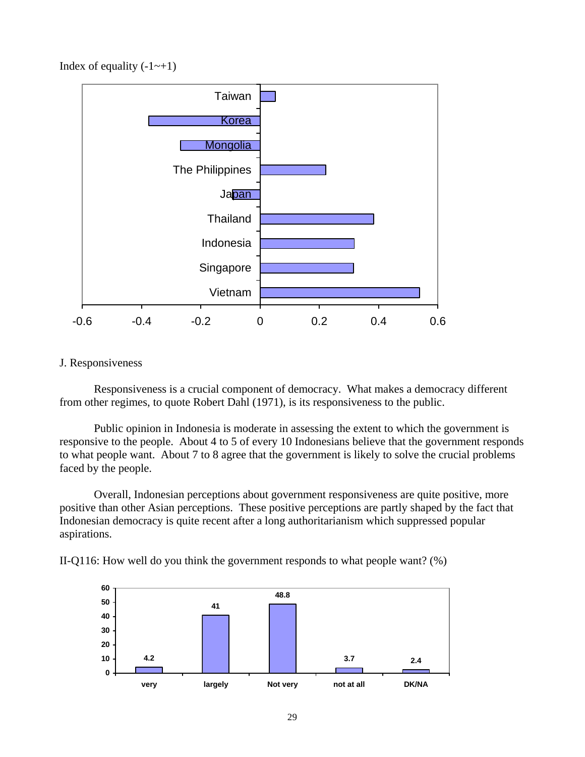Index of equality (-1~+1)

| Country | Index |
|---|---|
| Taiwan | 0.05 |
| Korea | -0.38 |
| Mongolia | -0.27 |
| The Philippines | 0.22 |
| Japan | -0.09 |
| Thailand | 0.38 |
| Indonesia | 0.32 |
| Singapore | 0.32 |
| Vietnam | 0.54 |

J. Responsiveness

Responsiveness is a crucial component of democracy. What makes a democracy different from other regimes, to quote Robert Dahl (1971), is its responsiveness to the public.

Public opinion in Indonesia is moderate in assessing the extent to which the government is responsive to the people. About 4 to 5 of every 10 Indonesians believe that the government responds to what people want. About 7 to 8 agree that the government is likely to solve the crucial problems faced by the people.

Overall, Indonesian perceptions about government responsiveness are quite positive, more positive than other Asian perceptions. These positive perceptions are partly shaped by the fact that Indonesian democracy is quite recent after a long authoritarianism which suppressed popular aspirations.

II-Q116: How well do you think the government responds to what people want? (%)

| very | largely | Not very | not at all | DK/NA |
|---|---|---|---|---|
| 4.2 | 41 | 48.8 | 3.7 | 2.4 |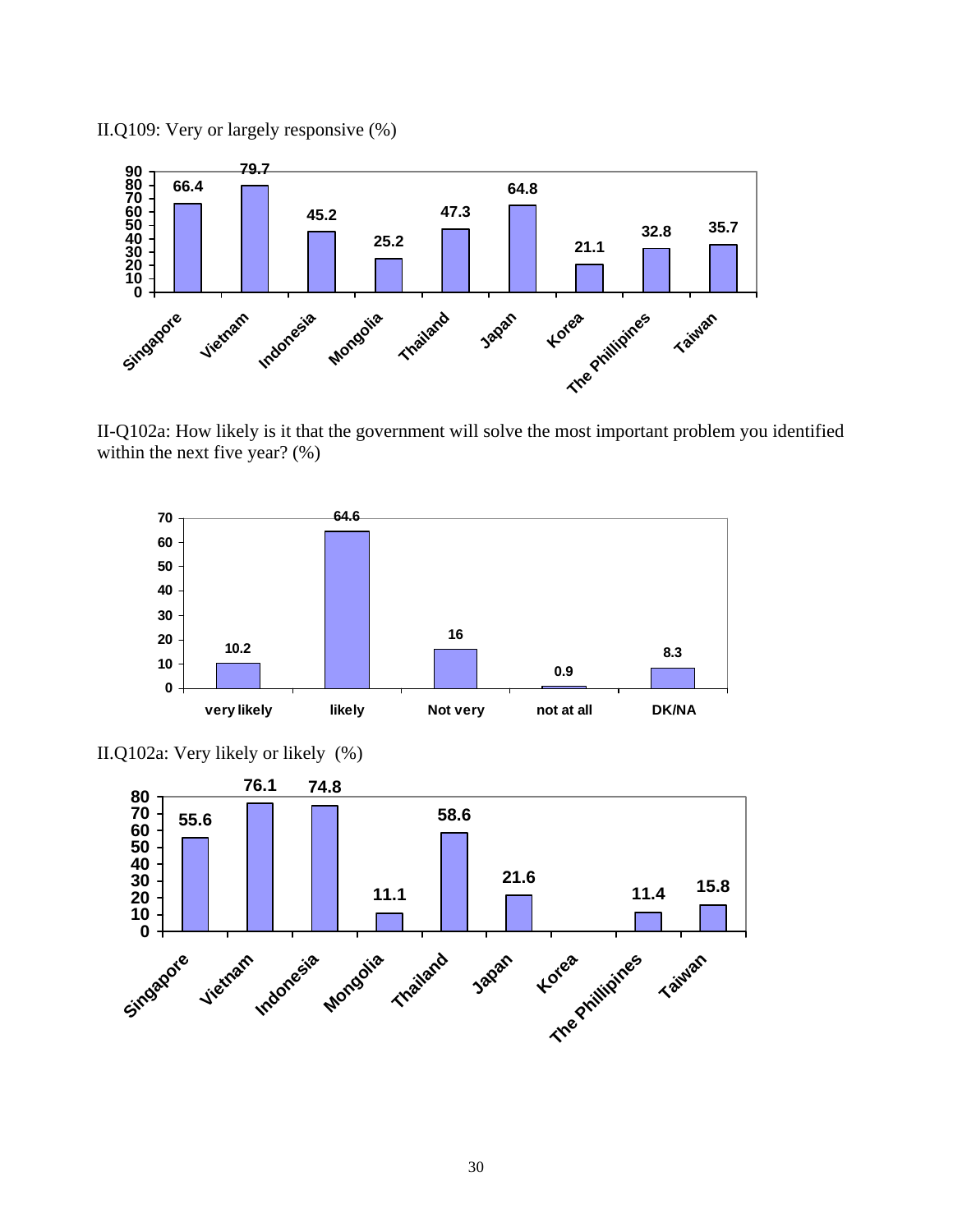II.Q109: Very or largely responsive (%)

| Singapore | Vietnam | Indonesia | Mongolia | Thailand | Japan | Korea | The Phillipines | Taiwan |
|---|---|---|---|---|---|---|---|---|
| 66.4 | 79.7 | 45.2 | 25.2 | 47.3 | 64.8 | 21.1 | 32.8 | 35.7 |

II-Q102a: How likely is it that the government will solve the most important problem you identified within the next five year? (%)

| very likely | likely | Not very | not at all | DK/NA |
|---|---|---|---|---|
| 10.2 | 64.6 | 16 | 0.9 | 8.3 |

II.Q102a: Very likely or likely (%)

| Singapore | Vietnam | Indonesia | Mongolia | Thailand | Japan | Korea | The Phillipines | Taiwan |
|---|---|---|---|---|---|---|---|---|
| 55.6 | 76.1 | 74.8 | 11.1 | 58.6 | 21.6 | | 11.4 | 15.8 |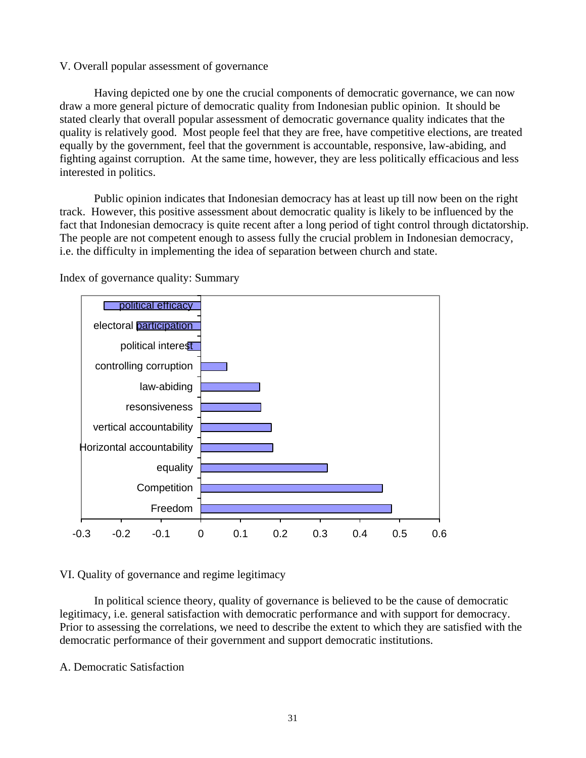V. Overall popular assessment of governance

Having depicted one by one the crucial components of democratic governance, we can now draw a more general picture of democratic quality from Indonesian public opinion. It should be stated clearly that overall popular assessment of democratic governance quality indicates that the quality is relatively good. Most people feel that they are free, have competitive elections, are treated equally by the government, feel that the government is accountable, responsive, law-abiding, and fighting against corruption. At the same time, however, they are less politically efficacious and less interested in politics.

Public opinion indicates that Indonesian democracy has at least up till now been on the right track. However, this positive assessment about democratic quality is likely to be influenced by the fact that Indonesian democracy is quite recent after a long period of tight control through dictatorship. The people are not competent enough to assess fully the crucial problem in Indonesian democracy, i.e. the difficulty in implementing the idea of separation between church and state.

Index of governance quality: Summary

VI. Quality of governance and regime legitimacy

In political science theory, quality of governance is believed to be the cause of democratic legitimacy, i.e. general satisfaction with democratic performance and with support for democracy. Prior to assessing the correlations, we need to describe the extent to which they are satisfied with the democratic performance of their government and support democratic institutions.

A. Democratic Satisfaction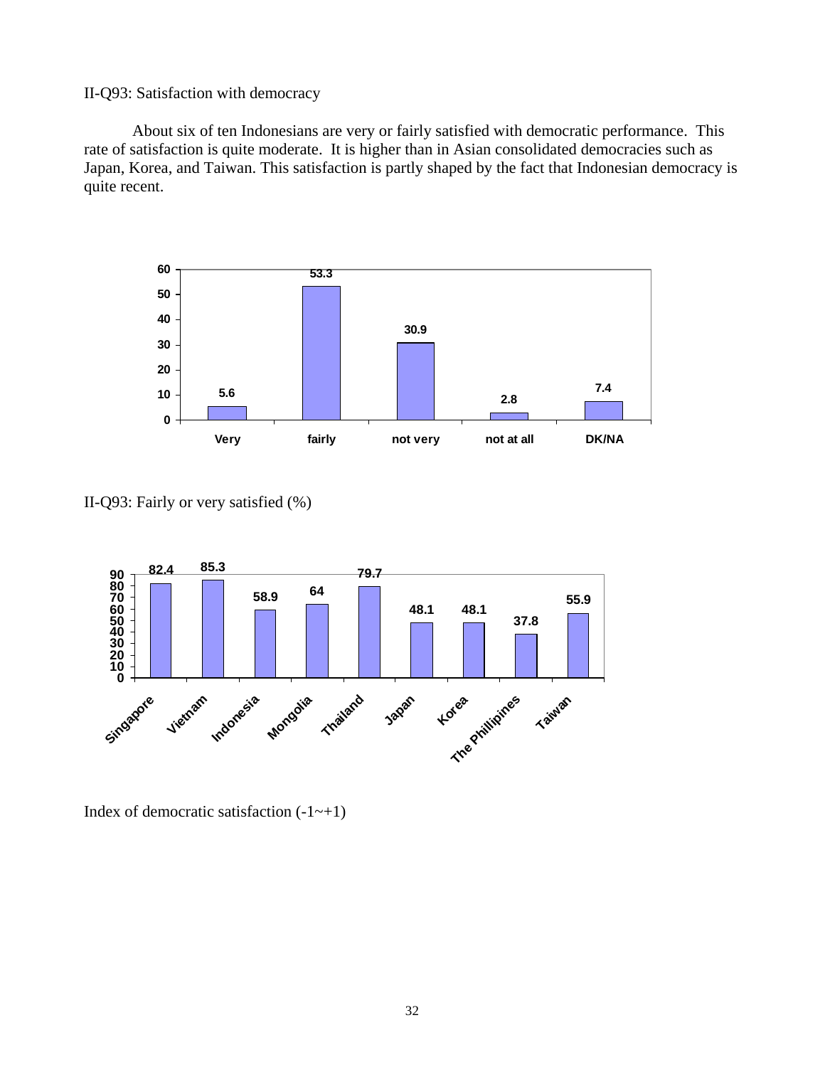II-Q93: Satisfaction with democracy

About six of ten Indonesians are very or fairly satisfied with democratic performance. This rate of satisfaction is quite moderate. It is higher than in Asian consolidated democracies such as Japan, Korea, and Taiwan. This satisfaction is partly shaped by the fact that Indonesian democracy is quite recent.

| Very | fairly | not very | not at all | DK/NA |
|---|---|---|---|---|
| 5.6 | 53.3 | 30.9 | 2.8 | 7.4 |

II-Q93: Fairly or very satisfied (%)

| Singapore | Vietnam | Indonesia | Mongolia | Thailand | Japan | Korea | The Phillipines | Taiwan |
|---|---|---|---|---|---|---|---|---|
| 82.4 | 85.3 | 58.9 | 64 | 79.7 | 48.1 | 48.1 | 37.8 | 55.9 |

Index of democratic satisfaction (-1~+1)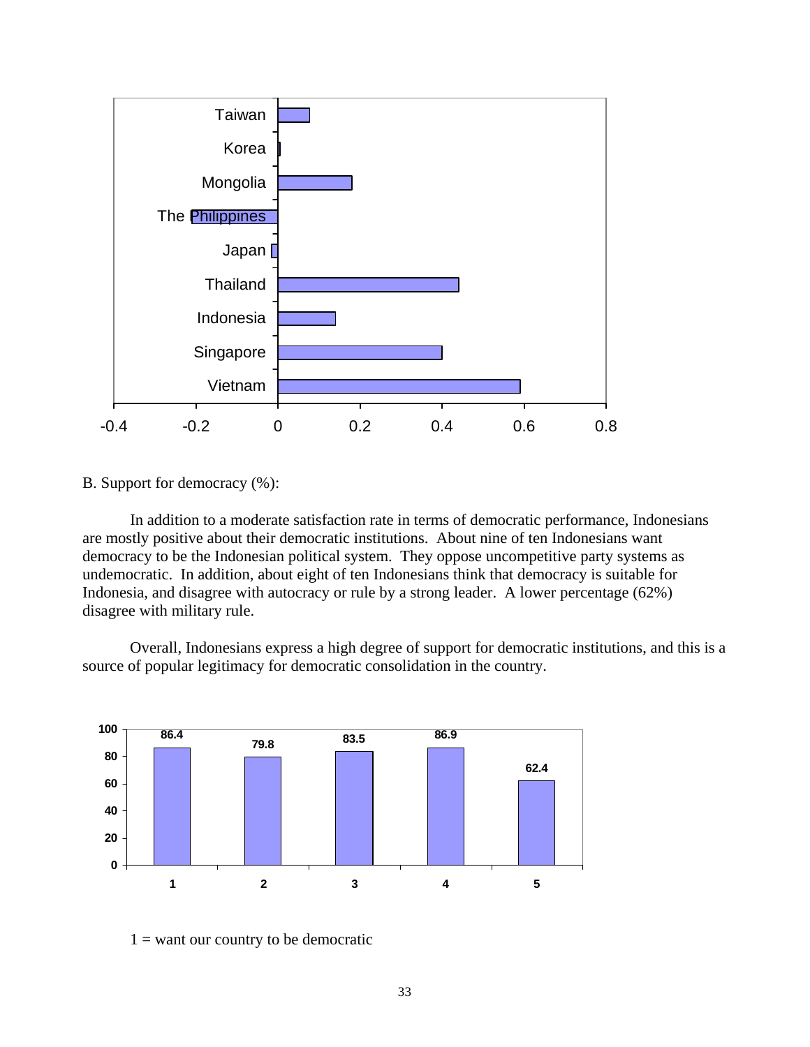B. Support for democracy (%):

In addition to a moderate satisfaction rate in terms of democratic performance, Indonesians are mostly positive about their democratic institutions. About nine of ten Indonesians want democracy to be the Indonesian political system. They oppose uncompetitive party systems as undemocratic. In addition, about eight of ten Indonesians think that democracy is suitable for Indonesia, and disagree with autocracy or rule by a strong leader. A lower percentage (62%) disagree with military rule.

Overall, Indonesians express a high degree of support for democratic institutions, and this is a source of popular legitimacy for democratic consolidation in the country.

1 = want our country to be democratic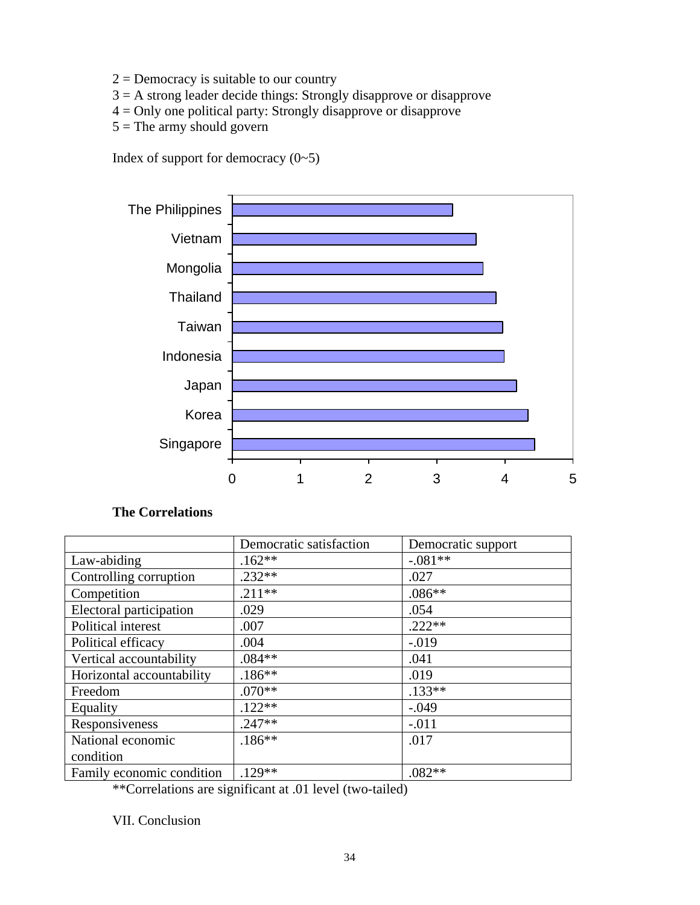2 = Democracy is suitable to our country
3 = A strong leader decide things: Strongly disapprove or disapprove
4 = Only one political party: Strongly disapprove or disapprove
5 = The army should govern

Index of support for democracy (0~5)

**The Correlations**

| | Democratic satisfaction | Democratic support |
|---|---|---|
| Law-abiding | .162** | -.081** |
| Controlling corruption | .232** | .027 |
| Competition | .211** | .086** |
| Electoral participation | .029 | .054 |
| Political interest | .007 | .222** |
| Political efficacy | .004 | -.019 |
| Vertical accountability | .084** | .041 |
| Horizontal accountability | .186** | .019 |
| Freedom | .070** | .133** |
| Equality | .122** | -.049 |
| Responsiveness | .247** | -.011 |
| National economic condition | .186** | .017 |
| Family economic condition | .129** | .082** |

**Correlations are significant at .01 level (two-tailed)

VII. Conclusion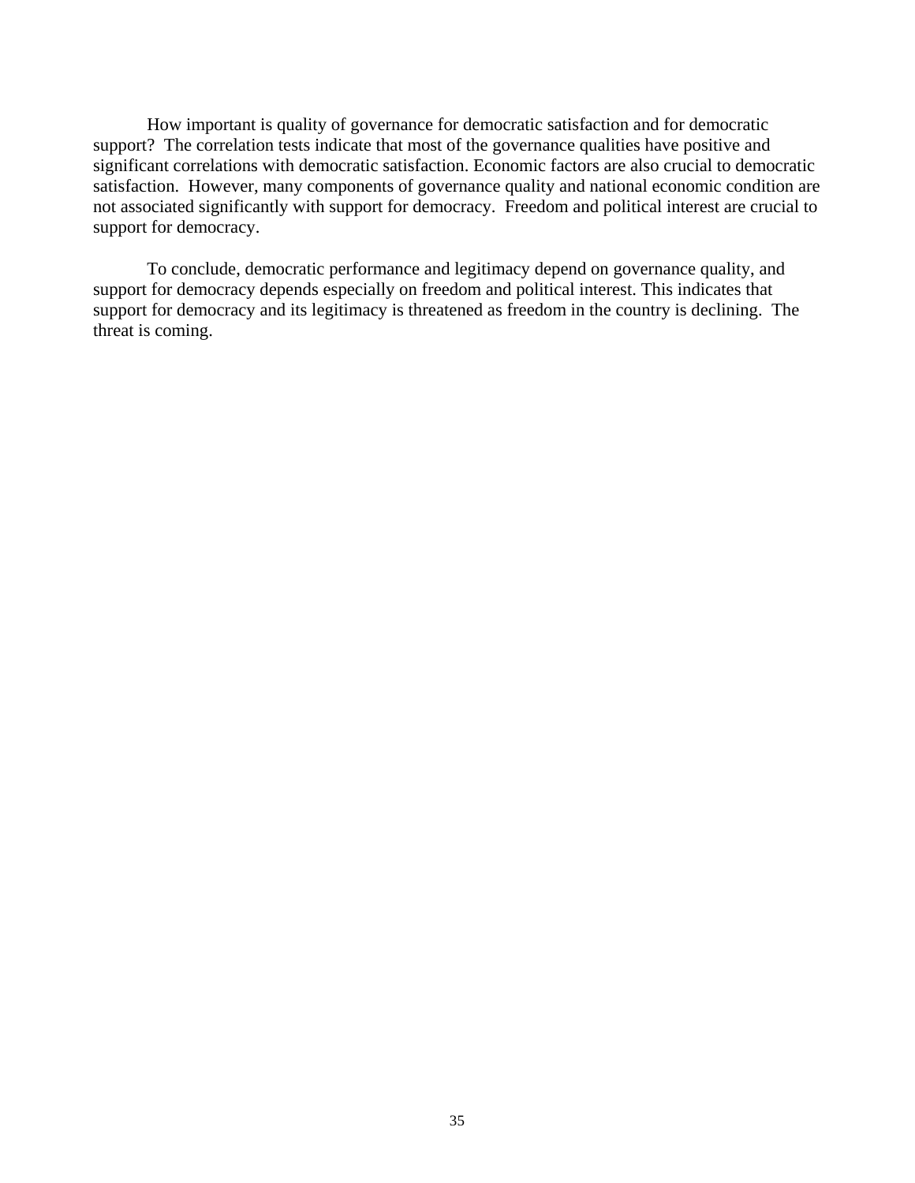How important is quality of governance for democratic satisfaction and for democratic support? The correlation tests indicate that most of the governance qualities have positive and significant correlations with democratic satisfaction. Economic factors are also crucial to democratic satisfaction. However, many components of governance quality and national economic condition are not associated significantly with support for democracy. Freedom and political interest are crucial to support for democracy.

To conclude, democratic performance and legitimacy depend on governance quality, and support for democracy depends especially on freedom and political interest. This indicates that support for democracy and its legitimacy is threatened as freedom in the country is declining. The threat is coming.